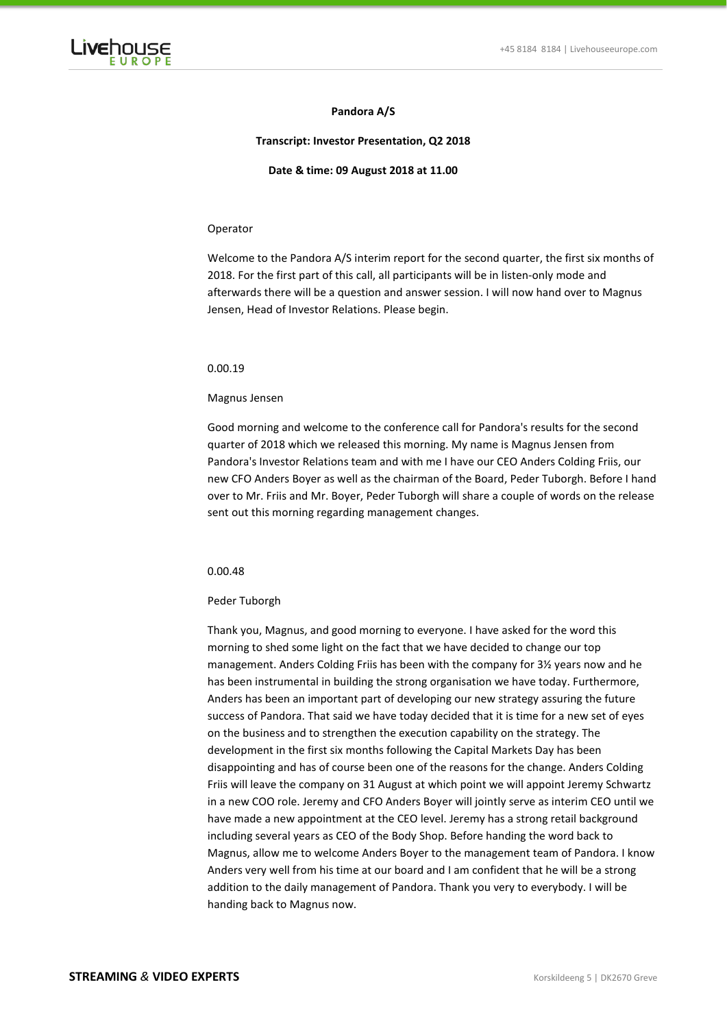**Pandora A/S**

**Transcript: Investor Presentation, Q2 2018**

**Date & time: 09 August 2018 at 11.00**

Operator

Welcome to the Pandora A/S interim report for the second quarter, the first six months of 2018. For the first part of this call, all participants will be in listen-only mode and afterwards there will be a question and answer session. I will now hand over to Magnus Jensen, Head of Investor Relations. Please begin.

0.00.19

Magnus Jensen

Good morning and welcome to the conference call for Pandora's results for the second quarter of 2018 which we released this morning. My name is Magnus Jensen from Pandora's Investor Relations team and with me I have our CEO Anders Colding Friis, our new CFO Anders Boyer as well as the chairman of the Board, Peder Tuborgh. Before I hand over to Mr. Friis and Mr. Boyer, Peder Tuborgh will share a couple of words on the release sent out this morning regarding management changes.

0.00.48

Peder Tuborgh

Thank you, Magnus, and good morning to everyone. I have asked for the word this morning to shed some light on the fact that we have decided to change our top management. Anders Colding Friis has been with the company for 3½ years now and he has been instrumental in building the strong organisation we have today. Furthermore, Anders has been an important part of developing our new strategy assuring the future success of Pandora. That said we have today decided that it is time for a new set of eyes on the business and to strengthen the execution capability on the strategy. The development in the first six months following the Capital Markets Day has been disappointing and has of course been one of the reasons for the change. Anders Colding Friis will leave the company on 31 August at which point we will appoint Jeremy Schwartz in a new COO role. Jeremy and CFO Anders Boyer will jointly serve as interim CEO until we have made a new appointment at the CEO level. Jeremy has a strong retail background including several years as CEO of the Body Shop. Before handing the word back to Magnus, allow me to welcome Anders Boyer to the management team of Pandora. I know Anders very well from his time at our board and I am confident that he will be a strong addition to the daily management of Pandora. Thank you very to everybody. I will be handing back to Magnus now.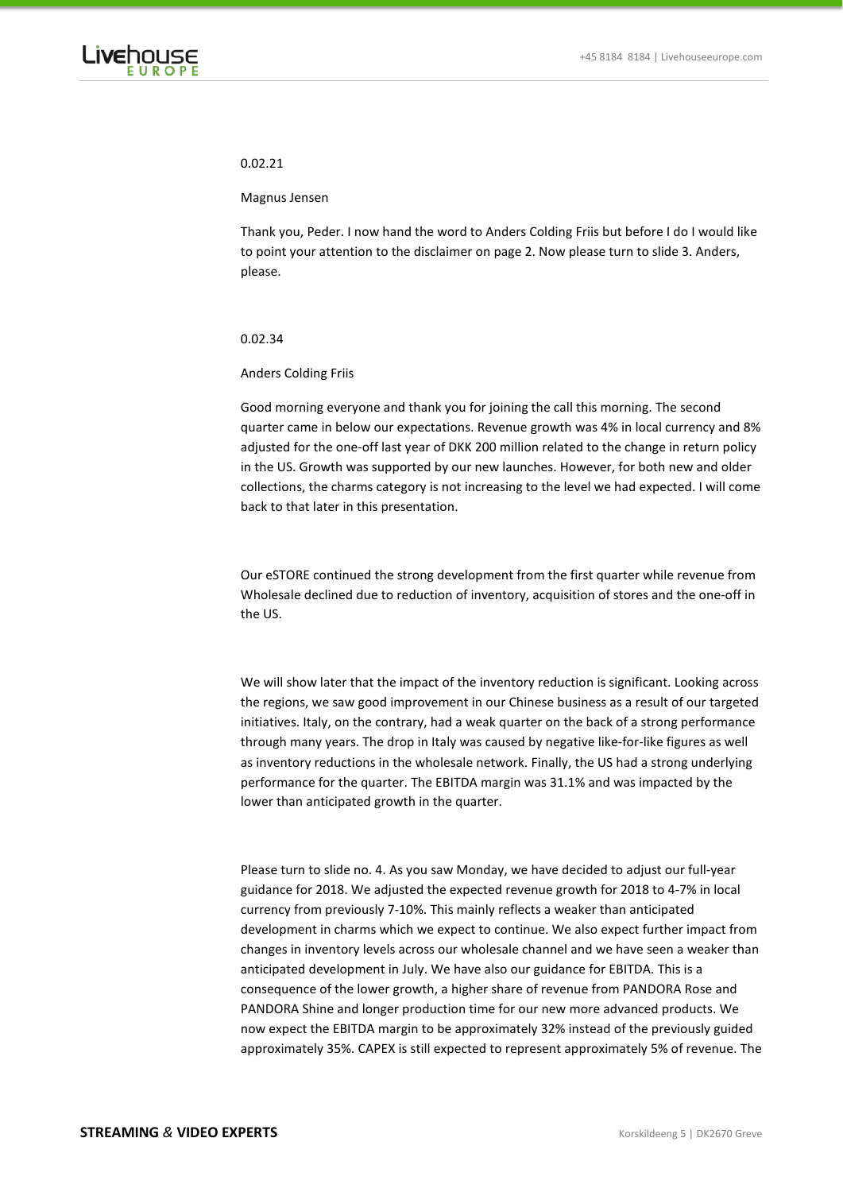0.02.21

Magnus Jensen

Thank you, Peder. I now hand the word to Anders Colding Friis but before I do I would like to point your attention to the disclaimer on page 2. Now please turn to slide 3. Anders, please.

0.02.34

Anders Colding Friis

Good morning everyone and thank you for joining the call this morning. The second quarter came in below our expectations. Revenue growth was 4% in local currency and 8% adjusted for the one-off last year of DKK 200 million related to the change in return policy in the US. Growth was supported by our new launches. However, for both new and older collections, the charms category is not increasing to the level we had expected. I will come back to that later in this presentation.

Our eSTORE continued the strong development from the first quarter while revenue from Wholesale declined due to reduction of inventory, acquisition of stores and the one-off in the US.

We will show later that the impact of the inventory reduction is significant. Looking across the regions, we saw good improvement in our Chinese business as a result of our targeted initiatives. Italy, on the contrary, had a weak quarter on the back of a strong performance through many years. The drop in Italy was caused by negative like-for-like figures as well as inventory reductions in the wholesale network. Finally, the US had a strong underlying performance for the quarter. The EBITDA margin was 31.1% and was impacted by the lower than anticipated growth in the quarter.

Please turn to slide no. 4. As you saw Monday, we have decided to adjust our full-year guidance for 2018. We adjusted the expected revenue growth for 2018 to 4-7% in local currency from previously 7-10%. This mainly reflects a weaker than anticipated development in charms which we expect to continue. We also expect further impact from changes in inventory levels across our wholesale channel and we have seen a weaker than anticipated development in July. We have also our guidance for EBITDA. This is a consequence of the lower growth, a higher share of revenue from PANDORA Rose and PANDORA Shine and longer production time for our new more advanced products. We now expect the EBITDA margin to be approximately 32% instead of the previously guided approximately 35%. CAPEX is still expected to represent approximately 5% of revenue. The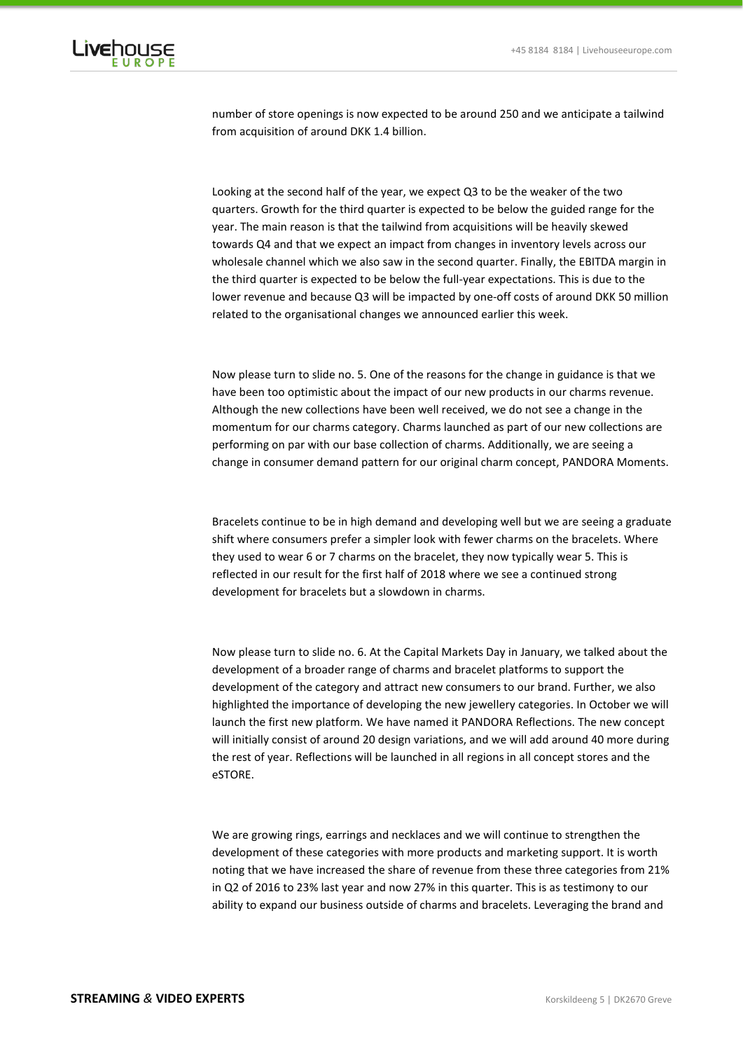number of store openings is now expected to be around 250 and we anticipate a tailwind from acquisition of around DKK 1.4 billion.

Looking at the second half of the year, we expect Q3 to be the weaker of the two quarters. Growth for the third quarter is expected to be below the guided range for the year. The main reason is that the tailwind from acquisitions will be heavily skewed towards Q4 and that we expect an impact from changes in inventory levels across our wholesale channel which we also saw in the second quarter. Finally, the EBITDA margin in the third quarter is expected to be below the full-year expectations. This is due to the lower revenue and because Q3 will be impacted by one-off costs of around DKK 50 million related to the organisational changes we announced earlier this week.

Now please turn to slide no. 5. One of the reasons for the change in guidance is that we have been too optimistic about the impact of our new products in our charms revenue. Although the new collections have been well received, we do not see a change in the momentum for our charms category. Charms launched as part of our new collections are performing on par with our base collection of charms. Additionally, we are seeing a change in consumer demand pattern for our original charm concept, PANDORA Moments.

Bracelets continue to be in high demand and developing well but we are seeing a graduate shift where consumers prefer a simpler look with fewer charms on the bracelets. Where they used to wear 6 or 7 charms on the bracelet, they now typically wear 5. This is reflected in our result for the first half of 2018 where we see a continued strong development for bracelets but a slowdown in charms.

Now please turn to slide no. 6. At the Capital Markets Day in January, we talked about the development of a broader range of charms and bracelet platforms to support the development of the category and attract new consumers to our brand. Further, we also highlighted the importance of developing the new jewellery categories. In October we will launch the first new platform. We have named it PANDORA Reflections. The new concept will initially consist of around 20 design variations, and we will add around 40 more during the rest of year. Reflections will be launched in all regions in all concept stores and the eSTORE.

We are growing rings, earrings and necklaces and we will continue to strengthen the development of these categories with more products and marketing support. It is worth noting that we have increased the share of revenue from these three categories from 21% in Q2 of 2016 to 23% last year and now 27% in this quarter. This is as testimony to our ability to expand our business outside of charms and bracelets. Leveraging the brand and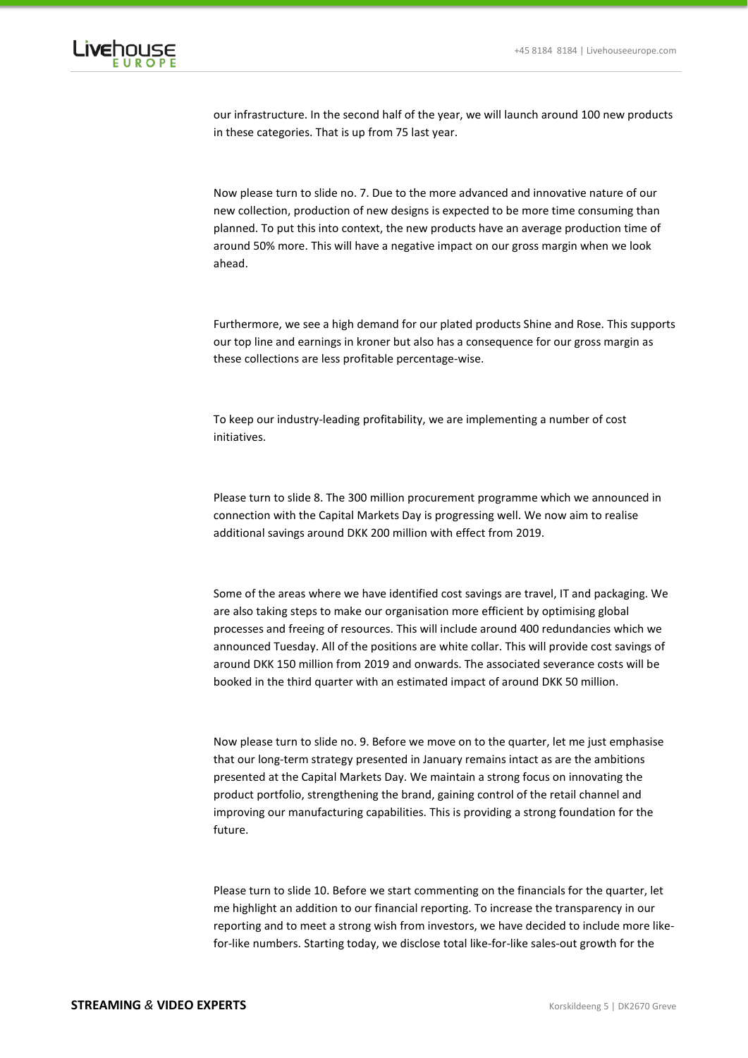our infrastructure. In the second half of the year, we will launch around 100 new products in these categories. That is up from 75 last year.

Now please turn to slide no. 7. Due to the more advanced and innovative nature of our new collection, production of new designs is expected to be more time consuming than planned. To put this into context, the new products have an average production time of around 50% more. This will have a negative impact on our gross margin when we look ahead.

Furthermore, we see a high demand for our plated products Shine and Rose. This supports our top line and earnings in kroner but also has a consequence for our gross margin as these collections are less profitable percentage-wise.

To keep our industry-leading profitability, we are implementing a number of cost initiatives.

Please turn to slide 8. The 300 million procurement programme which we announced in connection with the Capital Markets Day is progressing well. We now aim to realise additional savings around DKK 200 million with effect from 2019.

Some of the areas where we have identified cost savings are travel, IT and packaging. We are also taking steps to make our organisation more efficient by optimising global processes and freeing of resources. This will include around 400 redundancies which we announced Tuesday. All of the positions are white collar. This will provide cost savings of around DKK 150 million from 2019 and onwards. The associated severance costs will be booked in the third quarter with an estimated impact of around DKK 50 million.

Now please turn to slide no. 9. Before we move on to the quarter, let me just emphasise that our long-term strategy presented in January remains intact as are the ambitions presented at the Capital Markets Day. We maintain a strong focus on innovating the product portfolio, strengthening the brand, gaining control of the retail channel and improving our manufacturing capabilities. This is providing a strong foundation for the future.

Please turn to slide 10. Before we start commenting on the financials for the quarter, let me highlight an addition to our financial reporting. To increase the transparency in our reporting and to meet a strong wish from investors, we have decided to include more like-for-like numbers. Starting today, we disclose total like-for-like sales-out growth for the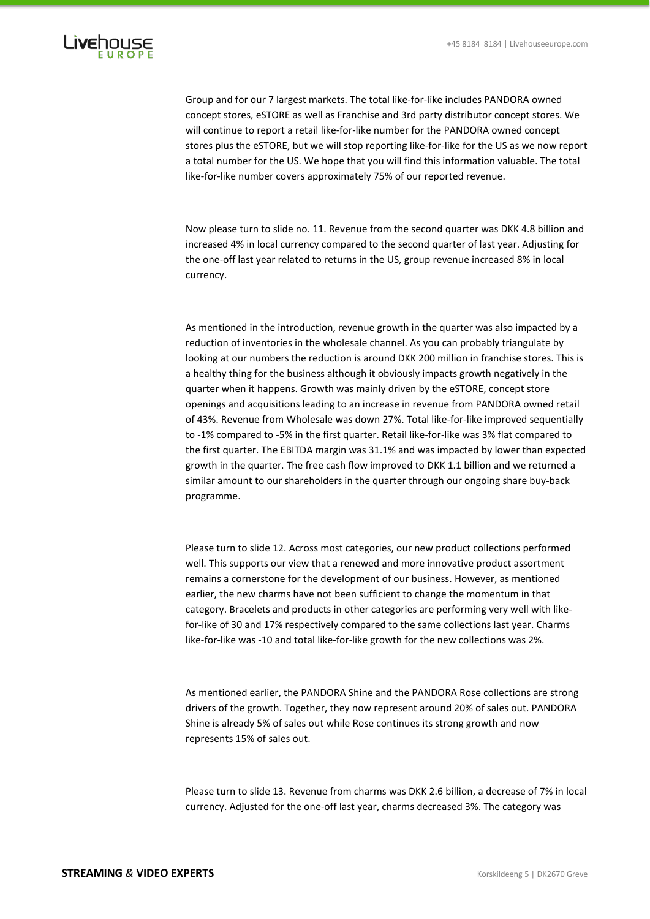Group and for our 7 largest markets. The total like-for-like includes PANDORA owned concept stores, eSTORE as well as Franchise and 3rd party distributor concept stores. We will continue to report a retail like-for-like number for the PANDORA owned concept stores plus the eSTORE, but we will stop reporting like-for-like for the US as we now report a total number for the US. We hope that you will find this information valuable. The total like-for-like number covers approximately 75% of our reported revenue.

Now please turn to slide no. 11. Revenue from the second quarter was DKK 4.8 billion and increased 4% in local currency compared to the second quarter of last year. Adjusting for the one-off last year related to returns in the US, group revenue increased 8% in local currency.

As mentioned in the introduction, revenue growth in the quarter was also impacted by a reduction of inventories in the wholesale channel. As you can probably triangulate by looking at our numbers the reduction is around DKK 200 million in franchise stores. This is a healthy thing for the business although it obviously impacts growth negatively in the quarter when it happens. Growth was mainly driven by the eSTORE, concept store openings and acquisitions leading to an increase in revenue from PANDORA owned retail of 43%. Revenue from Wholesale was down 27%. Total like-for-like improved sequentially to -1% compared to -5% in the first quarter. Retail like-for-like was 3% flat compared to the first quarter. The EBITDA margin was 31.1% and was impacted by lower than expected growth in the quarter. The free cash flow improved to DKK 1.1 billion and we returned a similar amount to our shareholders in the quarter through our ongoing share buy-back programme.

Please turn to slide 12. Across most categories, our new product collections performed well. This supports our view that a renewed and more innovative product assortment remains a cornerstone for the development of our business. However, as mentioned earlier, the new charms have not been sufficient to change the momentum in that category. Bracelets and products in other categories are performing very well with like-for-like of 30 and 17% respectively compared to the same collections last year. Charms like-for-like was -10 and total like-for-like growth for the new collections was 2%.

As mentioned earlier, the PANDORA Shine and the PANDORA Rose collections are strong drivers of the growth. Together, they now represent around 20% of sales out. PANDORA Shine is already 5% of sales out while Rose continues its strong growth and now represents 15% of sales out.

Please turn to slide 13. Revenue from charms was DKK 2.6 billion, a decrease of 7% in local currency. Adjusted for the one-off last year, charms decreased 3%. The category was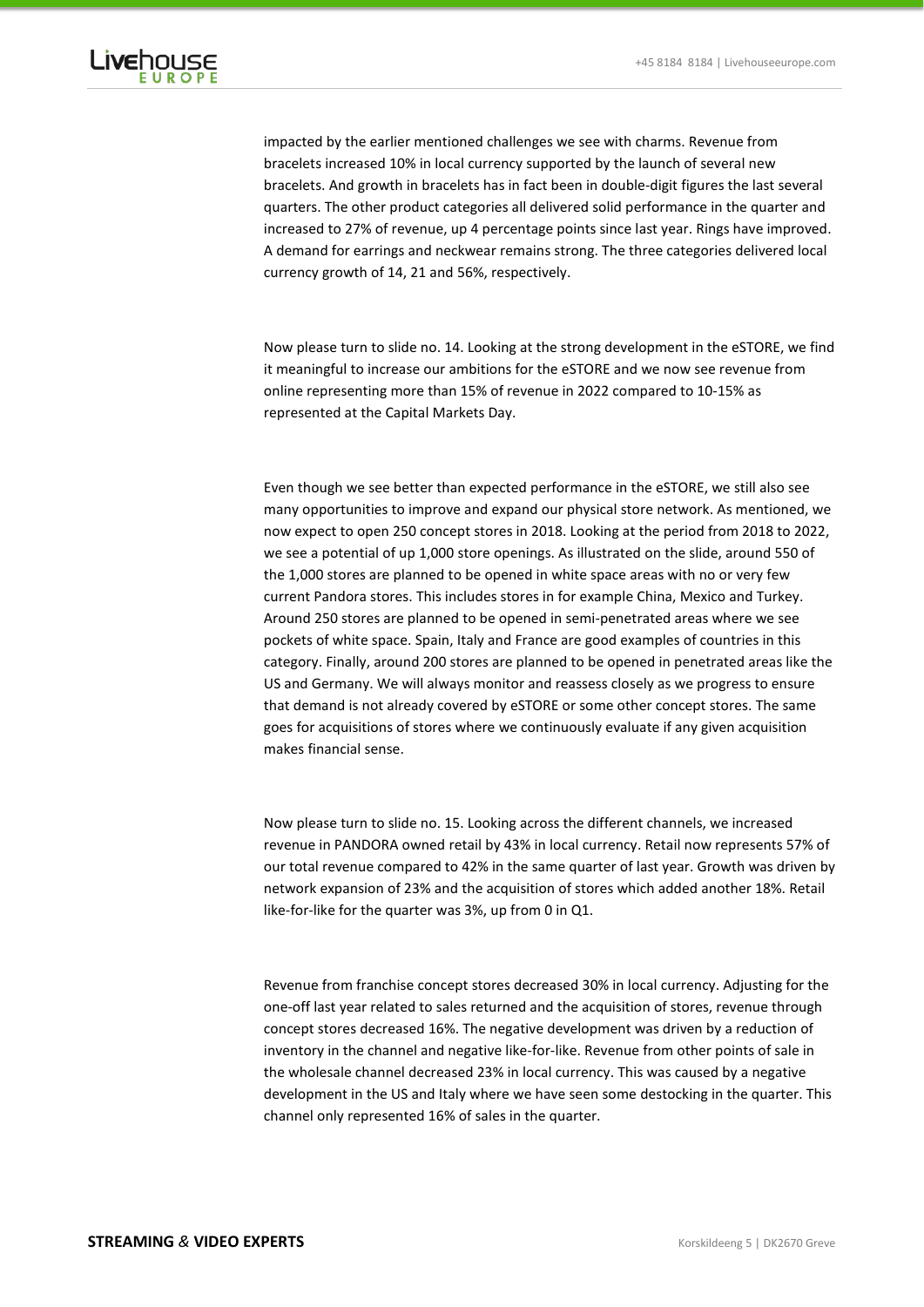impacted by the earlier mentioned challenges we see with charms. Revenue from bracelets increased 10% in local currency supported by the launch of several new bracelets. And growth in bracelets has in fact been in double-digit figures the last several quarters. The other product categories all delivered solid performance in the quarter and increased to 27% of revenue, up 4 percentage points since last year. Rings have improved. A demand for earrings and neckwear remains strong. The three categories delivered local currency growth of 14, 21 and 56%, respectively.

Now please turn to slide no. 14. Looking at the strong development in the eSTORE, we find it meaningful to increase our ambitions for the eSTORE and we now see revenue from online representing more than 15% of revenue in 2022 compared to 10-15% as represented at the Capital Markets Day.

Even though we see better than expected performance in the eSTORE, we still also see many opportunities to improve and expand our physical store network. As mentioned, we now expect to open 250 concept stores in 2018. Looking at the period from 2018 to 2022, we see a potential of up 1,000 store openings. As illustrated on the slide, around 550 of the 1,000 stores are planned to be opened in white space areas with no or very few current Pandora stores. This includes stores in for example China, Mexico and Turkey. Around 250 stores are planned to be opened in semi-penetrated areas where we see pockets of white space. Spain, Italy and France are good examples of countries in this category. Finally, around 200 stores are planned to be opened in penetrated areas like the US and Germany. We will always monitor and reassess closely as we progress to ensure that demand is not already covered by eSTORE or some other concept stores. The same goes for acquisitions of stores where we continuously evaluate if any given acquisition makes financial sense.

Now please turn to slide no. 15. Looking across the different channels, we increased revenue in PANDORA owned retail by 43% in local currency. Retail now represents 57% of our total revenue compared to 42% in the same quarter of last year. Growth was driven by network expansion of 23% and the acquisition of stores which added another 18%. Retail like-for-like for the quarter was 3%, up from 0 in Q1.

Revenue from franchise concept stores decreased 30% in local currency. Adjusting for the one-off last year related to sales returned and the acquisition of stores, revenue through concept stores decreased 16%. The negative development was driven by a reduction of inventory in the channel and negative like-for-like. Revenue from other points of sale in the wholesale channel decreased 23% in local currency. This was caused by a negative development in the US and Italy where we have seen some destocking in the quarter. This channel only represented 16% of sales in the quarter.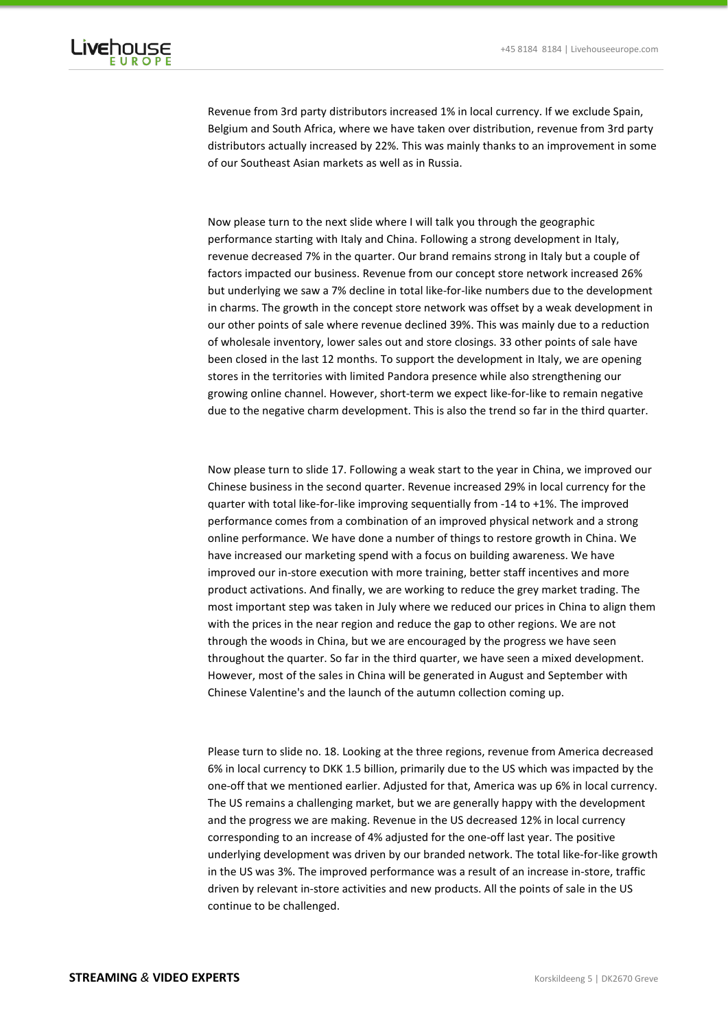Revenue from 3rd party distributors increased 1% in local currency. If we exclude Spain, Belgium and South Africa, where we have taken over distribution, revenue from 3rd party distributors actually increased by 22%. This was mainly thanks to an improvement in some of our Southeast Asian markets as well as in Russia.

Now please turn to the next slide where I will talk you through the geographic performance starting with Italy and China. Following a strong development in Italy, revenue decreased 7% in the quarter. Our brand remains strong in Italy but a couple of factors impacted our business. Revenue from our concept store network increased 26% but underlying we saw a 7% decline in total like-for-like numbers due to the development in charms. The growth in the concept store network was offset by a weak development in our other points of sale where revenue declined 39%. This was mainly due to a reduction of wholesale inventory, lower sales out and store closings. 33 other points of sale have been closed in the last 12 months. To support the development in Italy, we are opening stores in the territories with limited Pandora presence while also strengthening our growing online channel. However, short-term we expect like-for-like to remain negative due to the negative charm development. This is also the trend so far in the third quarter.

Now please turn to slide 17. Following a weak start to the year in China, we improved our Chinese business in the second quarter. Revenue increased 29% in local currency for the quarter with total like-for-like improving sequentially from -14 to +1%. The improved performance comes from a combination of an improved physical network and a strong online performance. We have done a number of things to restore growth in China. We have increased our marketing spend with a focus on building awareness. We have improved our in-store execution with more training, better staff incentives and more product activations. And finally, we are working to reduce the grey market trading. The most important step was taken in July where we reduced our prices in China to align them with the prices in the near region and reduce the gap to other regions. We are not through the woods in China, but we are encouraged by the progress we have seen throughout the quarter. So far in the third quarter, we have seen a mixed development. However, most of the sales in China will be generated in August and September with Chinese Valentine's and the launch of the autumn collection coming up.

Please turn to slide no. 18. Looking at the three regions, revenue from America decreased 6% in local currency to DKK 1.5 billion, primarily due to the US which was impacted by the one-off that we mentioned earlier. Adjusted for that, America was up 6% in local currency. The US remains a challenging market, but we are generally happy with the development and the progress we are making. Revenue in the US decreased 12% in local currency corresponding to an increase of 4% adjusted for the one-off last year. The positive underlying development was driven by our branded network. The total like-for-like growth in the US was 3%. The improved performance was a result of an increase in-store, traffic driven by relevant in-store activities and new products. All the points of sale in the US continue to be challenged.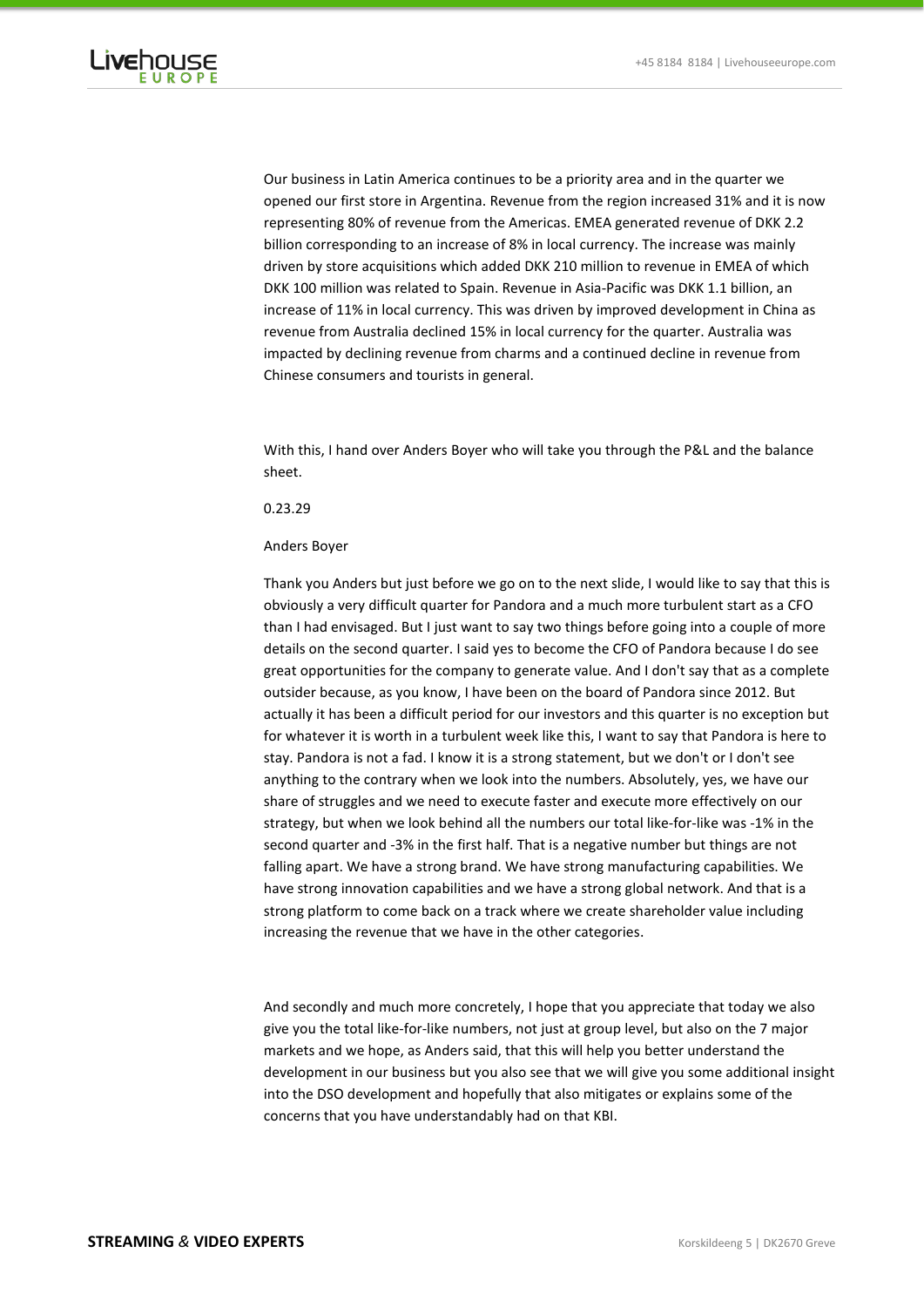Our business in Latin America continues to be a priority area and in the quarter we opened our first store in Argentina. Revenue from the region increased 31% and it is now representing 80% of revenue from the Americas. EMEA generated revenue of DKK 2.2 billion corresponding to an increase of 8% in local currency. The increase was mainly driven by store acquisitions which added DKK 210 million to revenue in EMEA of which DKK 100 million was related to Spain. Revenue in Asia-Pacific was DKK 1.1 billion, an increase of 11% in local currency. This was driven by improved development in China as revenue from Australia declined 15% in local currency for the quarter. Australia was impacted by declining revenue from charms and a continued decline in revenue from Chinese consumers and tourists in general.

With this, I hand over Anders Boyer who will take you through the P&L and the balance sheet.

0.23.29

Anders Boyer

Thank you Anders but just before we go on to the next slide, I would like to say that this is obviously a very difficult quarter for Pandora and a much more turbulent start as a CFO than I had envisaged. But I just want to say two things before going into a couple of more details on the second quarter. I said yes to become the CFO of Pandora because I do see great opportunities for the company to generate value. And I don't say that as a complete outsider because, as you know, I have been on the board of Pandora since 2012. But actually it has been a difficult period for our investors and this quarter is no exception but for whatever it is worth in a turbulent week like this, I want to say that Pandora is here to stay. Pandora is not a fad. I know it is a strong statement, but we don't or I don't see anything to the contrary when we look into the numbers. Absolutely, yes, we have our share of struggles and we need to execute faster and execute more effectively on our strategy, but when we look behind all the numbers our total like-for-like was -1% in the second quarter and -3% in the first half. That is a negative number but things are not falling apart. We have a strong brand. We have strong manufacturing capabilities. We have strong innovation capabilities and we have a strong global network. And that is a strong platform to come back on a track where we create shareholder value including increasing the revenue that we have in the other categories.

And secondly and much more concretely, I hope that you appreciate that today we also give you the total like-for-like numbers, not just at group level, but also on the 7 major markets and we hope, as Anders said, that this will help you better understand the development in our business but you also see that we will give you some additional insight into the DSO development and hopefully that also mitigates or explains some of the concerns that you have understandably had on that KBI.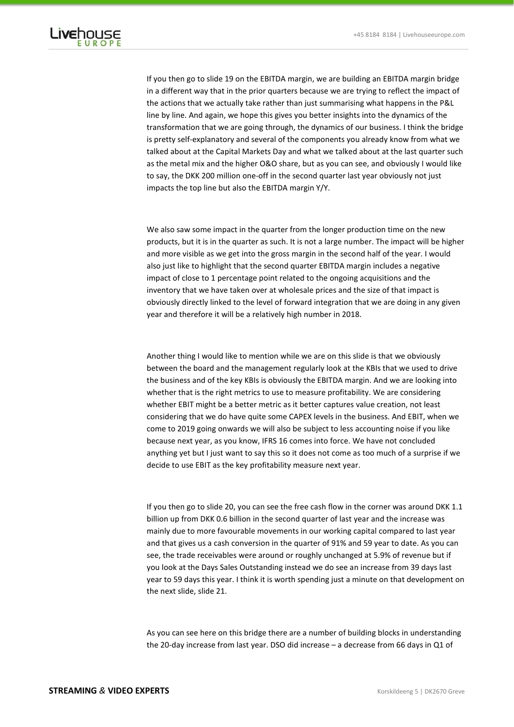If you then go to slide 19 on the EBITDA margin, we are building an EBITDA margin bridge in a different way that in the prior quarters because we are trying to reflect the impact of the actions that we actually take rather than just summarising what happens in the P&L line by line. And again, we hope this gives you better insights into the dynamics of the transformation that we are going through, the dynamics of our business. I think the bridge is pretty self-explanatory and several of the components you already know from what we talked about at the Capital Markets Day and what we talked about at the last quarter such as the metal mix and the higher O&O share, but as you can see, and obviously I would like to say, the DKK 200 million one-off in the second quarter last year obviously not just impacts the top line but also the EBITDA margin Y/Y.

We also saw some impact in the quarter from the longer production time on the new products, but it is in the quarter as such. It is not a large number. The impact will be higher and more visible as we get into the gross margin in the second half of the year. I would also just like to highlight that the second quarter EBITDA margin includes a negative impact of close to 1 percentage point related to the ongoing acquisitions and the inventory that we have taken over at wholesale prices and the size of that impact is obviously directly linked to the level of forward integration that we are doing in any given year and therefore it will be a relatively high number in 2018.

Another thing I would like to mention while we are on this slide is that we obviously between the board and the management regularly look at the KBIs that we used to drive the business and of the key KBIs is obviously the EBITDA margin. And we are looking into whether that is the right metrics to use to measure profitability. We are considering whether EBIT might be a better metric as it better captures value creation, not least considering that we do have quite some CAPEX levels in the business. And EBIT, when we come to 2019 going onwards we will also be subject to less accounting noise if you like because next year, as you know, IFRS 16 comes into force. We have not concluded anything yet but I just want to say this so it does not come as too much of a surprise if we decide to use EBIT as the key profitability measure next year.

If you then go to slide 20, you can see the free cash flow in the corner was around DKK 1.1 billion up from DKK 0.6 billion in the second quarter of last year and the increase was mainly due to more favourable movements in our working capital compared to last year and that gives us a cash conversion in the quarter of 91% and 59 year to date. As you can see, the trade receivables were around or roughly unchanged at 5.9% of revenue but if you look at the Days Sales Outstanding instead we do see an increase from 39 days last year to 59 days this year. I think it is worth spending just a minute on that development on the next slide, slide 21.

As you can see here on this bridge there are a number of building blocks in understanding the 20-day increase from last year. DSO did increase – a decrease from 66 days in Q1 of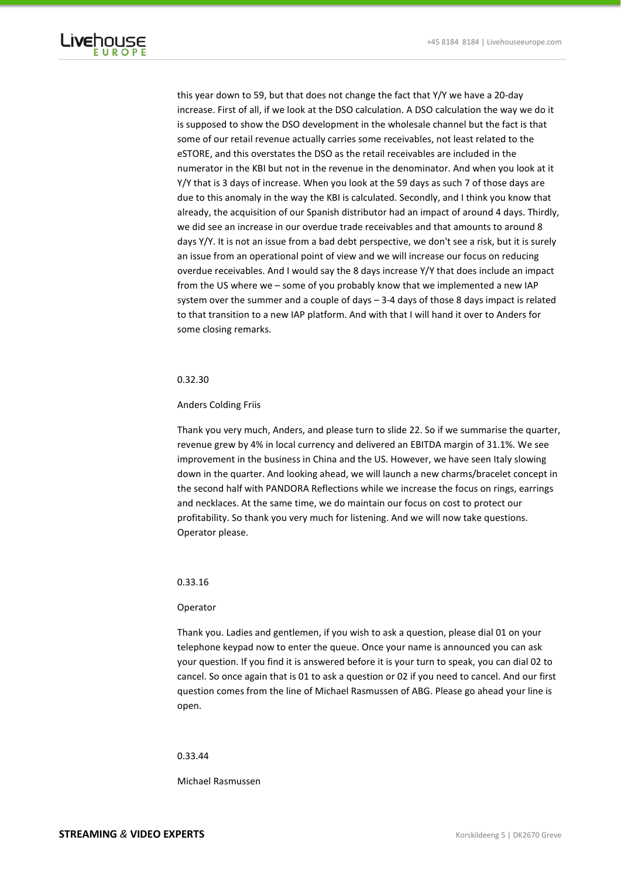this year down to 59, but that does not change the fact that Y/Y we have a 20-day increase. First of all, if we look at the DSO calculation. A DSO calculation the way we do it is supposed to show the DSO development in the wholesale channel but the fact is that some of our retail revenue actually carries some receivables, not least related to the eSTORE, and this overstates the DSO as the retail receivables are included in the numerator in the KBI but not in the revenue in the denominator. And when you look at it Y/Y that is 3 days of increase. When you look at the 59 days as such 7 of those days are due to this anomaly in the way the KBI is calculated. Secondly, and I think you know that already, the acquisition of our Spanish distributor had an impact of around 4 days. Thirdly, we did see an increase in our overdue trade receivables and that amounts to around 8 days Y/Y. It is not an issue from a bad debt perspective, we don't see a risk, but it is surely an issue from an operational point of view and we will increase our focus on reducing overdue receivables. And I would say the 8 days increase Y/Y that does include an impact from the US where we – some of you probably know that we implemented a new IAP system over the summer and a couple of days – 3-4 days of those 8 days impact is related to that transition to a new IAP platform. And with that I will hand it over to Anders for some closing remarks.

0.32.30

Anders Colding Friis

Thank you very much, Anders, and please turn to slide 22. So if we summarise the quarter, revenue grew by 4% in local currency and delivered an EBITDA margin of 31.1%. We see improvement in the business in China and the US. However, we have seen Italy slowing down in the quarter. And looking ahead, we will launch a new charms/bracelet concept in the second half with PANDORA Reflections while we increase the focus on rings, earrings and necklaces. At the same time, we do maintain our focus on cost to protect our profitability. So thank you very much for listening. And we will now take questions. Operator please.

0.33.16

Operator

Thank you. Ladies and gentlemen, if you wish to ask a question, please dial 01 on your telephone keypad now to enter the queue. Once your name is announced you can ask your question. If you find it is answered before it is your turn to speak, you can dial 02 to cancel. So once again that is 01 to ask a question or 02 if you need to cancel. And our first question comes from the line of Michael Rasmussen of ABG. Please go ahead your line is open.

0.33.44

Michael Rasmussen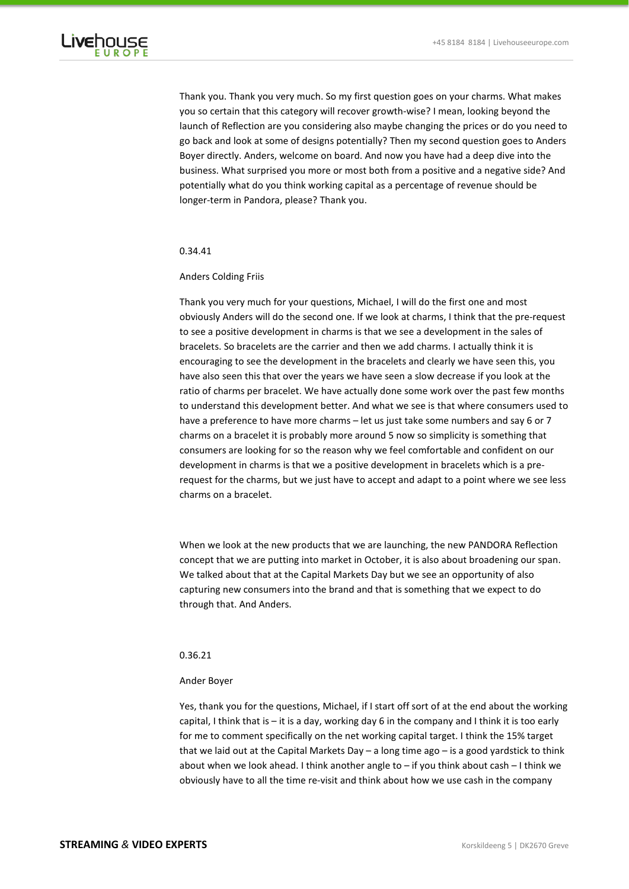Thank you. Thank you very much. So my first question goes on your charms. What makes you so certain that this category will recover growth-wise? I mean, looking beyond the launch of Reflection are you considering also maybe changing the prices or do you need to go back and look at some of designs potentially? Then my second question goes to Anders Boyer directly. Anders, welcome on board. And now you have had a deep dive into the business. What surprised you more or most both from a positive and a negative side? And potentially what do you think working capital as a percentage of revenue should be longer-term in Pandora, please? Thank you.

0.34.41

Anders Colding Friis

Thank you very much for your questions, Michael, I will do the first one and most obviously Anders will do the second one. If we look at charms, I think that the pre-request to see a positive development in charms is that we see a development in the sales of bracelets. So bracelets are the carrier and then we add charms. I actually think it is encouraging to see the development in the bracelets and clearly we have seen this, you have also seen this that over the years we have seen a slow decrease if you look at the ratio of charms per bracelet. We have actually done some work over the past few months to understand this development better. And what we see is that where consumers used to have a preference to have more charms – let us just take some numbers and say 6 or 7 charms on a bracelet it is probably more around 5 now so simplicity is something that consumers are looking for so the reason why we feel comfortable and confident on our development in charms is that we a positive development in bracelets which is a pre-request for the charms, but we just have to accept and adapt to a point where we see less charms on a bracelet.

When we look at the new products that we are launching, the new PANDORA Reflection concept that we are putting into market in October, it is also about broadening our span. We talked about that at the Capital Markets Day but we see an opportunity of also capturing new consumers into the brand and that is something that we expect to do through that. And Anders.

0.36.21

Ander Boyer

Yes, thank you for the questions, Michael, if I start off sort of at the end about the working capital, I think that is – it is a day, working day 6 in the company and I think it is too early for me to comment specifically on the net working capital target. I think the 15% target that we laid out at the Capital Markets Day – a long time ago – is a good yardstick to think about when we look ahead. I think another angle to – if you think about cash – I think we obviously have to all the time re-visit and think about how we use cash in the company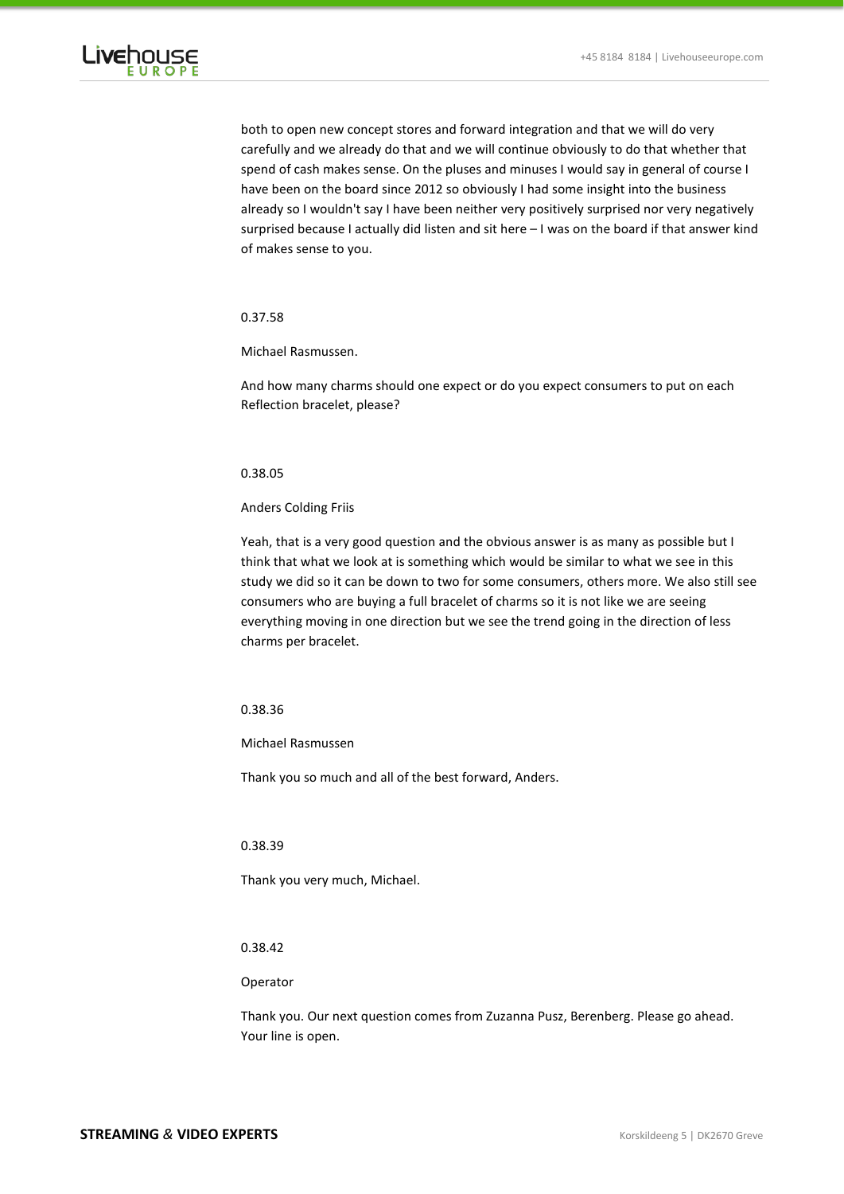both to open new concept stores and forward integration and that we will do very carefully and we already do that and we will continue obviously to do that whether that spend of cash makes sense. On the pluses and minuses I would say in general of course I have been on the board since 2012 so obviously I had some insight into the business already so I wouldn't say I have been neither very positively surprised nor very negatively surprised because I actually did listen and sit here – I was on the board if that answer kind of makes sense to you.

0.37.58

Michael Rasmussen.

And how many charms should one expect or do you expect consumers to put on each Reflection bracelet, please?

0.38.05

Anders Colding Friis

Yeah, that is a very good question and the obvious answer is as many as possible but I think that what we look at is something which would be similar to what we see in this study we did so it can be down to two for some consumers, others more. We also still see consumers who are buying a full bracelet of charms so it is not like we are seeing everything moving in one direction but we see the trend going in the direction of less charms per bracelet.

0.38.36

Michael Rasmussen

Thank you so much and all of the best forward, Anders.

0.38.39

Thank you very much, Michael.

0.38.42

Operator

Thank you. Our next question comes from Zuzanna Pusz, Berenberg. Please go ahead. Your line is open.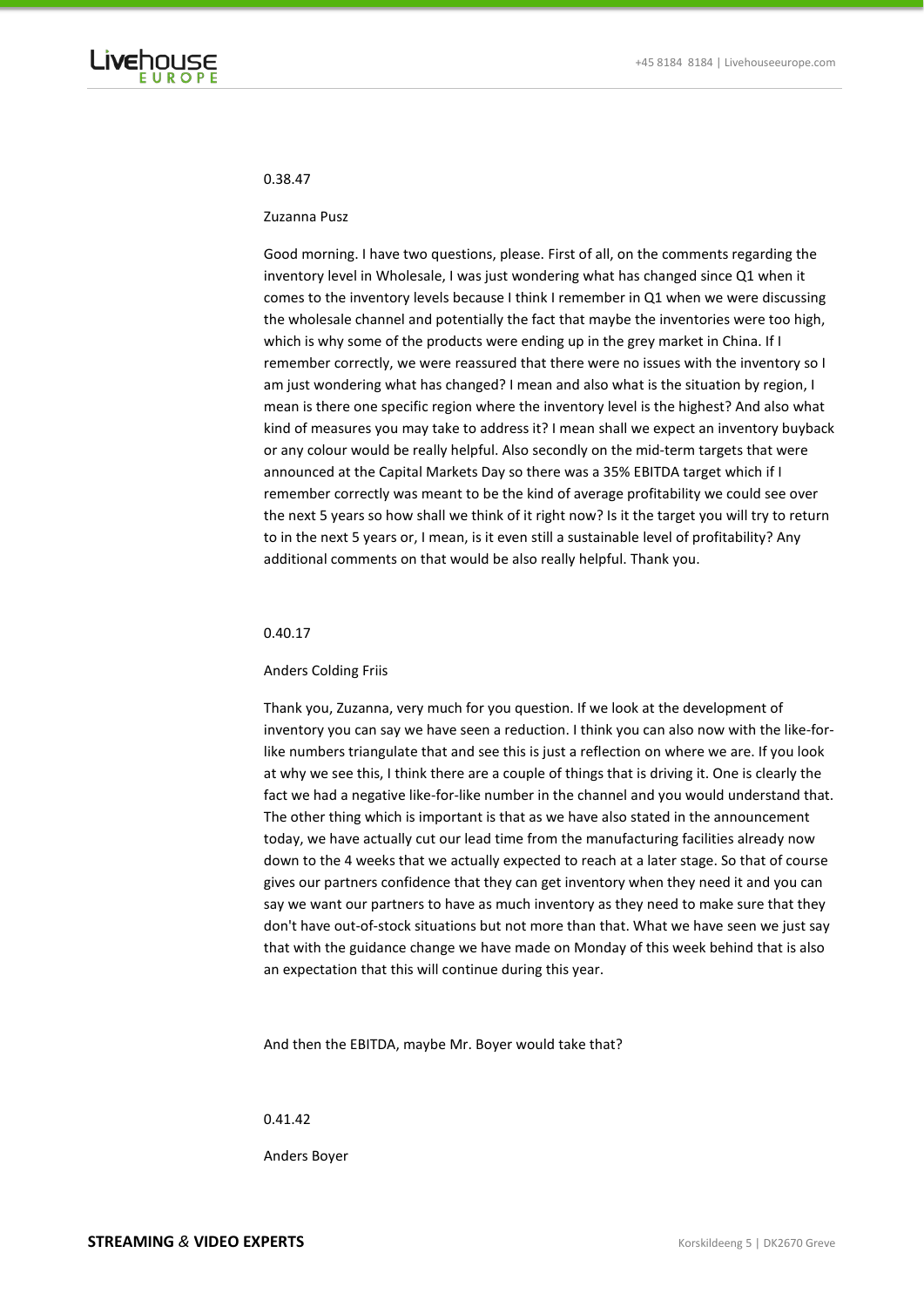0.38.47

Zuzanna Pusz

Good morning. I have two questions, please. First of all, on the comments regarding the inventory level in Wholesale, I was just wondering what has changed since Q1 when it comes to the inventory levels because I think I remember in Q1 when we were discussing the wholesale channel and potentially the fact that maybe the inventories were too high, which is why some of the products were ending up in the grey market in China. If I remember correctly, we were reassured that there were no issues with the inventory so I am just wondering what has changed? I mean and also what is the situation by region, I mean is there one specific region where the inventory level is the highest? And also what kind of measures you may take to address it? I mean shall we expect an inventory buyback or any colour would be really helpful. Also secondly on the mid-term targets that were announced at the Capital Markets Day so there was a 35% EBITDA target which if I remember correctly was meant to be the kind of average profitability we could see over the next 5 years so how shall we think of it right now? Is it the target you will try to return to in the next 5 years or, I mean, is it even still a sustainable level of profitability? Any additional comments on that would be also really helpful. Thank you.

0.40.17

Anders Colding Friis

Thank you, Zuzanna, very much for you question. If we look at the development of inventory you can say we have seen a reduction. I think you can also now with the like-for-like numbers triangulate that and see this is just a reflection on where we are. If you look at why we see this, I think there are a couple of things that is driving it. One is clearly the fact we had a negative like-for-like number in the channel and you would understand that. The other thing which is important is that as we have also stated in the announcement today, we have actually cut our lead time from the manufacturing facilities already now down to the 4 weeks that we actually expected to reach at a later stage. So that of course gives our partners confidence that they can get inventory when they need it and you can say we want our partners to have as much inventory as they need to make sure that they don't have out-of-stock situations but not more than that. What we have seen we just say that with the guidance change we have made on Monday of this week behind that is also an expectation that this will continue during this year.

And then the EBITDA, maybe Mr. Boyer would take that?

0.41.42

Anders Boyer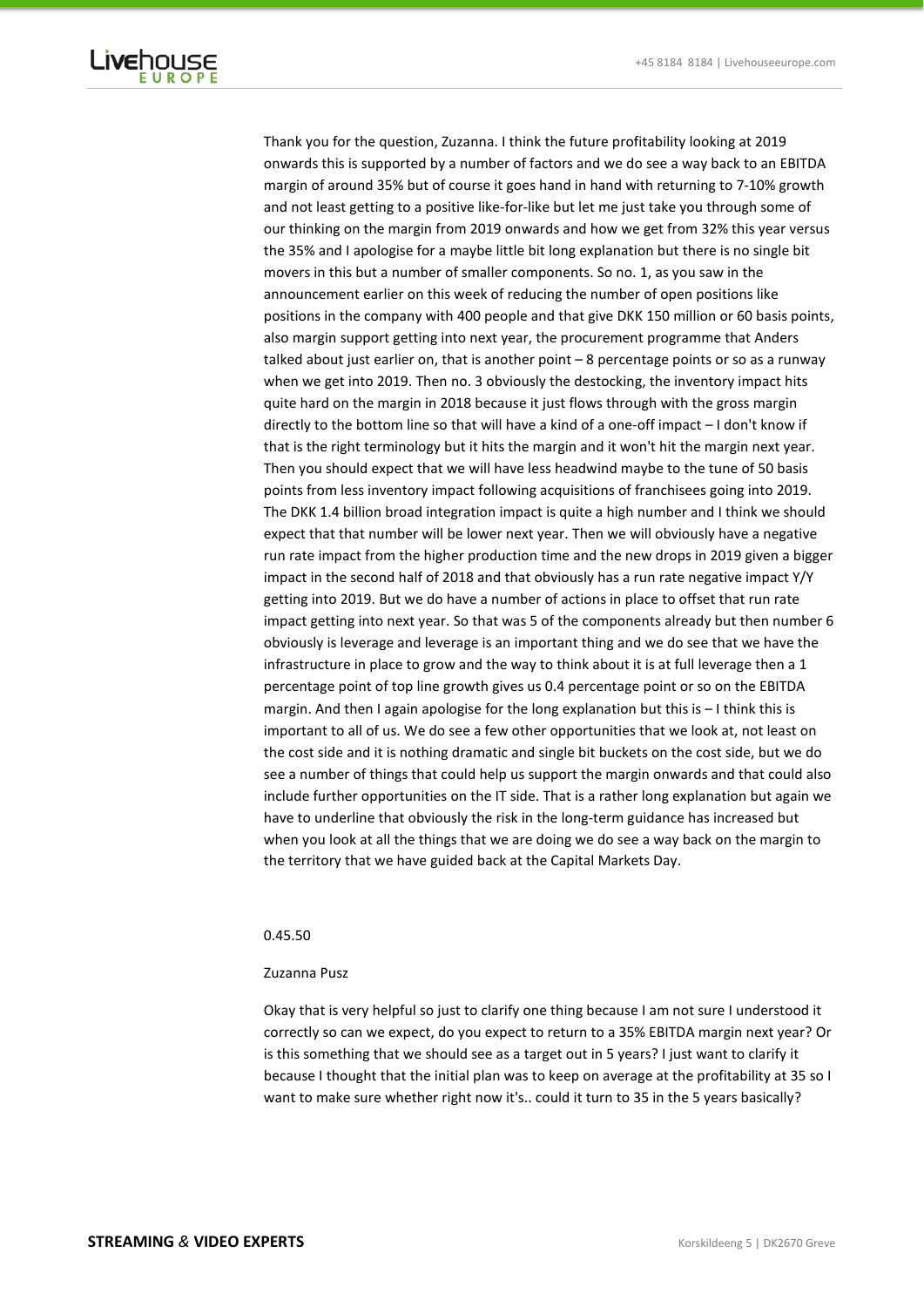Thank you for the question, Zuzanna. I think the future profitability looking at 2019 onwards this is supported by a number of factors and we do see a way back to an EBITDA margin of around 35% but of course it goes hand in hand with returning to 7-10% growth and not least getting to a positive like-for-like but let me just take you through some of our thinking on the margin from 2019 onwards and how we get from 32% this year versus the 35% and I apologise for a maybe little bit long explanation but there is no single bit movers in this but a number of smaller components. So no. 1, as you saw in the announcement earlier on this week of reducing the number of open positions like positions in the company with 400 people and that give DKK 150 million or 60 basis points, also margin support getting into next year, the procurement programme that Anders talked about just earlier on, that is another point – 8 percentage points or so as a runway when we get into 2019. Then no. 3 obviously the destocking, the inventory impact hits quite hard on the margin in 2018 because it just flows through with the gross margin directly to the bottom line so that will have a kind of a one-off impact – I don't know if that is the right terminology but it hits the margin and it won't hit the margin next year. Then you should expect that we will have less headwind maybe to the tune of 50 basis points from less inventory impact following acquisitions of franchisees going into 2019. The DKK 1.4 billion broad integration impact is quite a high number and I think we should expect that that number will be lower next year. Then we will obviously have a negative run rate impact from the higher production time and the new drops in 2019 given a bigger impact in the second half of 2018 and that obviously has a run rate negative impact Y/Y getting into 2019. But we do have a number of actions in place to offset that run rate impact getting into next year. So that was 5 of the components already but then number 6 obviously is leverage and leverage is an important thing and we do see that we have the infrastructure in place to grow and the way to think about it is at full leverage then a 1 percentage point of top line growth gives us 0.4 percentage point or so on the EBITDA margin. And then I again apologise for the long explanation but this is – I think this is important to all of us. We do see a few other opportunities that we look at, not least on the cost side and it is nothing dramatic and single bit buckets on the cost side, but we do see a number of things that could help us support the margin onwards and that could also include further opportunities on the IT side. That is a rather long explanation but again we have to underline that obviously the risk in the long-term guidance has increased but when you look at all the things that we are doing we do see a way back on the margin to the territory that we have guided back at the Capital Markets Day.

0.45.50

Zuzanna Pusz

Okay that is very helpful so just to clarify one thing because I am not sure I understood it correctly so can we expect, do you expect to return to a 35% EBITDA margin next year? Or is this something that we should see as a target out in 5 years? I just want to clarify it because I thought that the initial plan was to keep on average at the profitability at 35 so I want to make sure whether right now it's.. could it turn to 35 in the 5 years basically?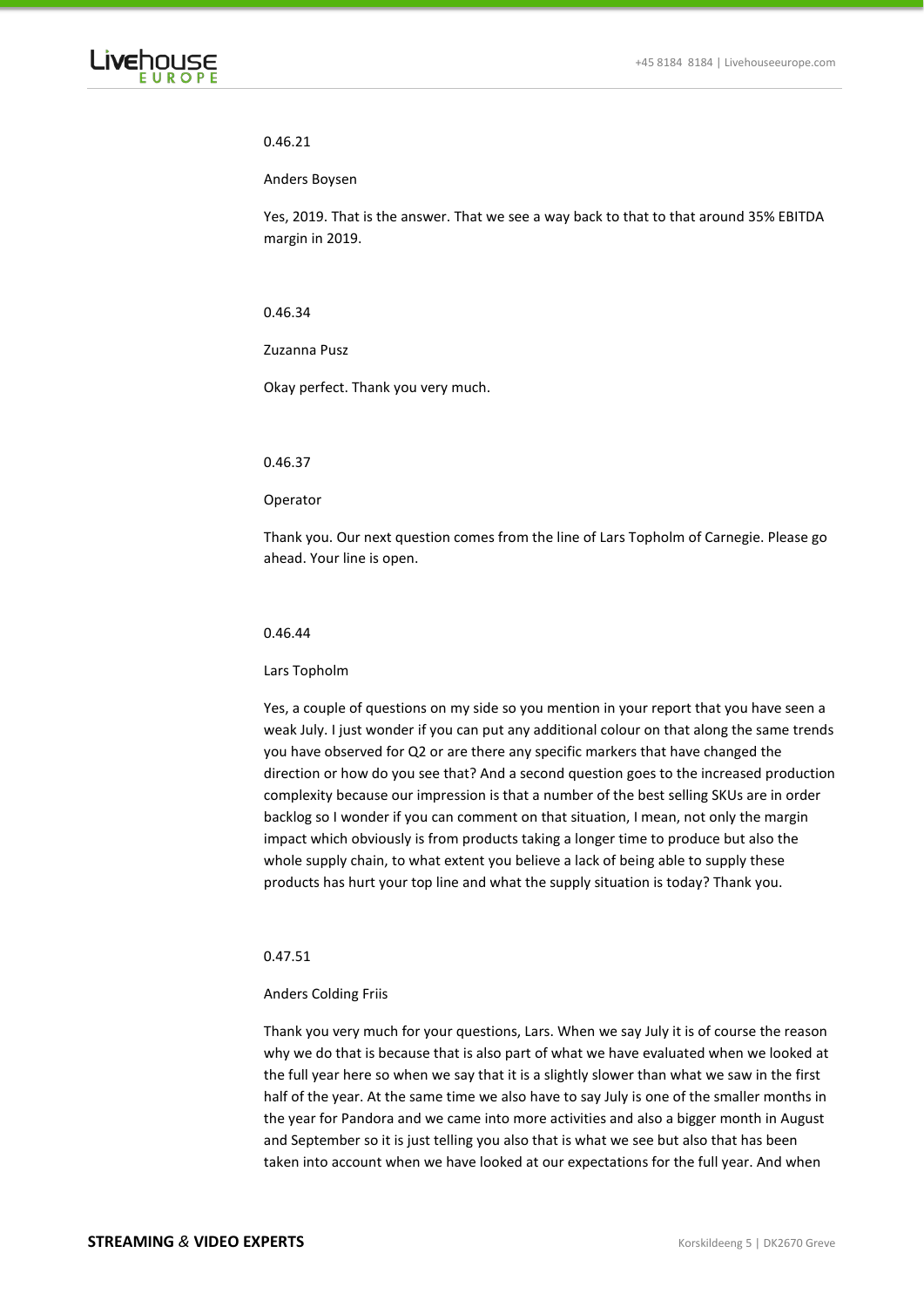0.46.21

Anders Boysen

Yes, 2019. That is the answer. That we see a way back to that to that around 35% EBITDA margin in 2019.

0.46.34

Zuzanna Pusz

Okay perfect. Thank you very much.

0.46.37

Operator

Thank you. Our next question comes from the line of Lars Topholm of Carnegie. Please go ahead. Your line is open.

0.46.44

Lars Topholm

Yes, a couple of questions on my side so you mention in your report that you have seen a weak July. I just wonder if you can put any additional colour on that along the same trends you have observed for Q2 or are there any specific markers that have changed the direction or how do you see that? And a second question goes to the increased production complexity because our impression is that a number of the best selling SKUs are in order backlog so I wonder if you can comment on that situation, I mean, not only the margin impact which obviously is from products taking a longer time to produce but also the whole supply chain, to what extent you believe a lack of being able to supply these products has hurt your top line and what the supply situation is today? Thank you.

0.47.51

Anders Colding Friis

Thank you very much for your questions, Lars. When we say July it is of course the reason why we do that is because that is also part of what we have evaluated when we looked at the full year here so when we say that it is a slightly slower than what we saw in the first half of the year. At the same time we also have to say July is one of the smaller months in the year for Pandora and we came into more activities and also a bigger month in August and September so it is just telling you also that is what we see but also that has been taken into account when we have looked at our expectations for the full year. And when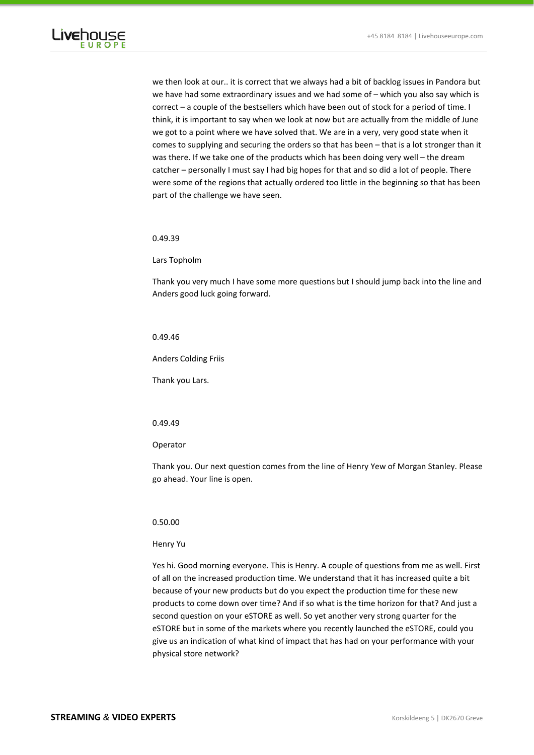we then look at our.. it is correct that we always had a bit of backlog issues in Pandora but we have had some extraordinary issues and we had some of – which you also say which is correct – a couple of the bestsellers which have been out of stock for a period of time. I think, it is important to say when we look at now but are actually from the middle of June we got to a point where we have solved that. We are in a very, very good state when it comes to supplying and securing the orders so that has been – that is a lot stronger than it was there. If we take one of the products which has been doing very well – the dream catcher – personally I must say I had big hopes for that and so did a lot of people. There were some of the regions that actually ordered too little in the beginning so that has been part of the challenge we have seen.

0.49.39

Lars Topholm

Thank you very much I have some more questions but I should jump back into the line and Anders good luck going forward.

0.49.46

Anders Colding Friis

Thank you Lars.

0.49.49

Operator

Thank you. Our next question comes from the line of Henry Yew of Morgan Stanley. Please go ahead. Your line is open.

0.50.00

Henry Yu

Yes hi. Good morning everyone. This is Henry. A couple of questions from me as well. First of all on the increased production time. We understand that it has increased quite a bit because of your new products but do you expect the production time for these new products to come down over time? And if so what is the time horizon for that? And just a second question on your eSTORE as well. So yet another very strong quarter for the eSTORE but in some of the markets where you recently launched the eSTORE, could you give us an indication of what kind of impact that has had on your performance with your physical store network?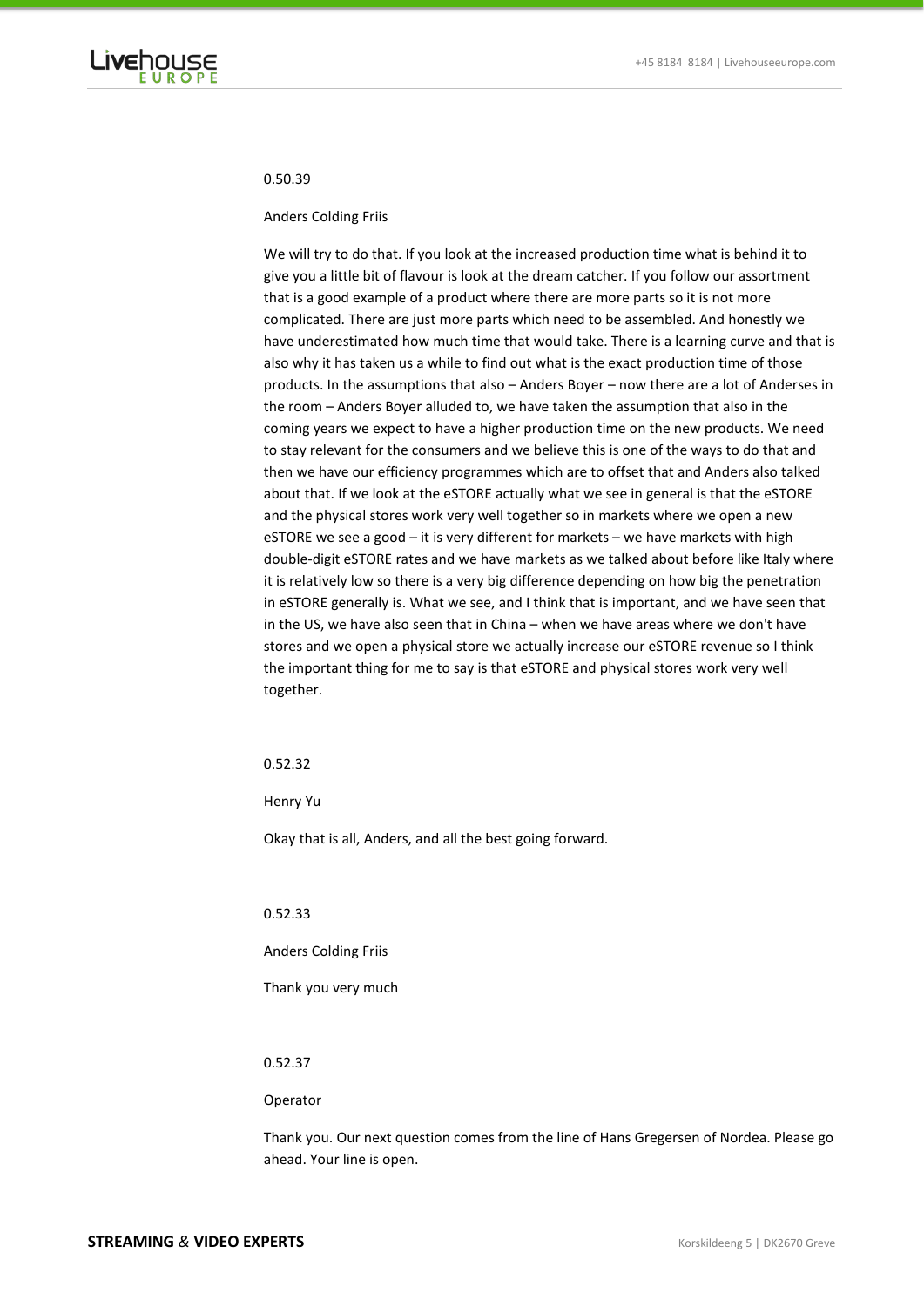0.50.39

Anders Colding Friis

We will try to do that. If you look at the increased production time what is behind it to give you a little bit of flavour is look at the dream catcher. If you follow our assortment that is a good example of a product where there are more parts so it is not more complicated. There are just more parts which need to be assembled. And honestly we have underestimated how much time that would take. There is a learning curve and that is also why it has taken us a while to find out what is the exact production time of those products. In the assumptions that also – Anders Boyer – now there are a lot of Anderses in the room – Anders Boyer alluded to, we have taken the assumption that also in the coming years we expect to have a higher production time on the new products. We need to stay relevant for the consumers and we believe this is one of the ways to do that and then we have our efficiency programmes which are to offset that and Anders also talked about that. If we look at the eSTORE actually what we see in general is that the eSTORE and the physical stores work very well together so in markets where we open a new eSTORE we see a good – it is very different for markets – we have markets with high double-digit eSTORE rates and we have markets as we talked about before like Italy where it is relatively low so there is a very big difference depending on how big the penetration in eSTORE generally is. What we see, and I think that is important, and we have seen that in the US, we have also seen that in China – when we have areas where we don't have stores and we open a physical store we actually increase our eSTORE revenue so I think the important thing for me to say is that eSTORE and physical stores work very well together.

0.52.32

Henry Yu

Okay that is all, Anders, and all the best going forward.

0.52.33

Anders Colding Friis

Thank you very much

0.52.37

Operator

Thank you. Our next question comes from the line of Hans Gregersen of Nordea. Please go ahead. Your line is open.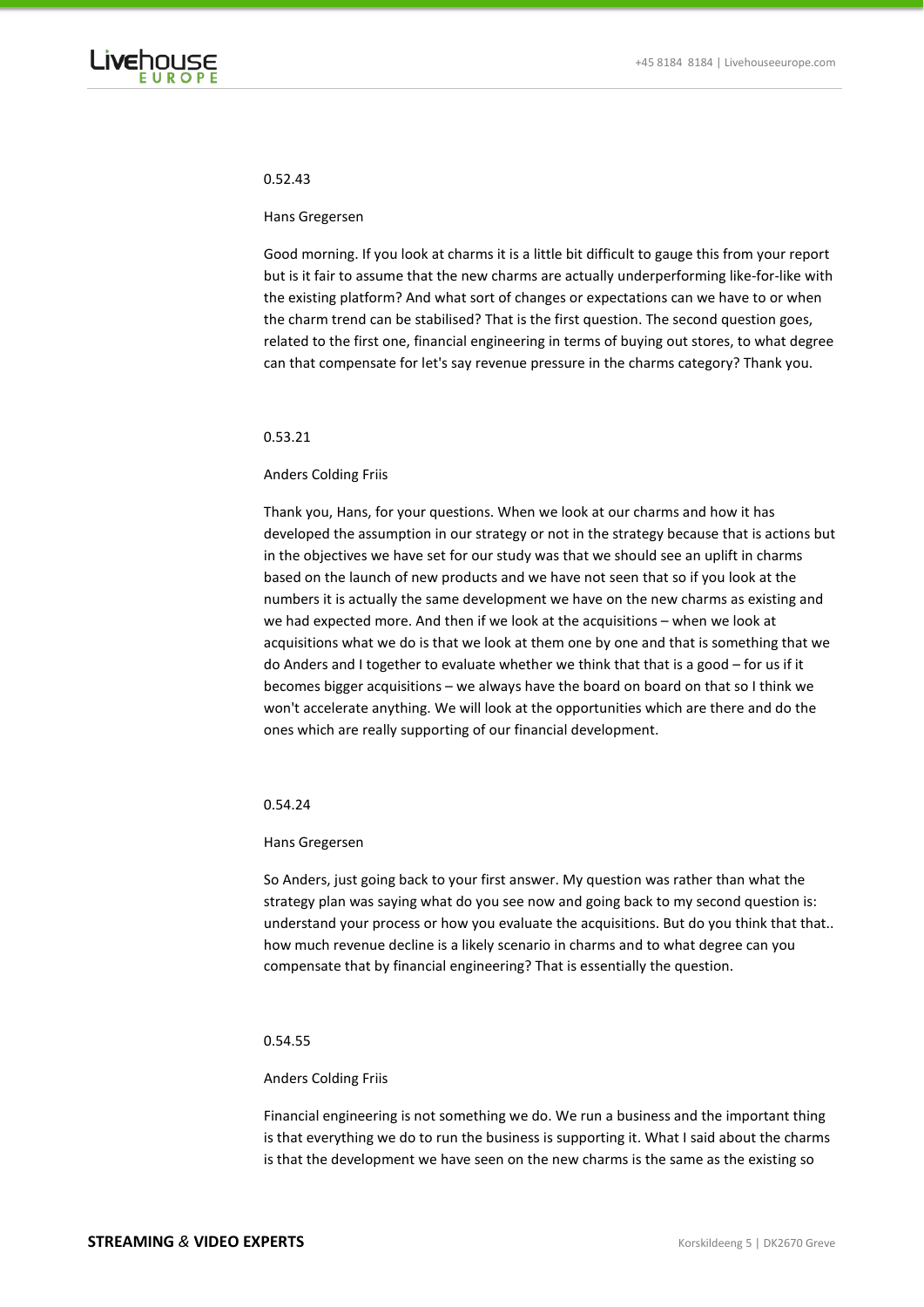0.52.43

Hans Gregersen

Good morning. If you look at charms it is a little bit difficult to gauge this from your report but is it fair to assume that the new charms are actually underperforming like-for-like with the existing platform? And what sort of changes or expectations can we have to or when the charm trend can be stabilised? That is the first question. The second question goes, related to the first one, financial engineering in terms of buying out stores, to what degree can that compensate for let's say revenue pressure in the charms category? Thank you.

0.53.21

Anders Colding Friis

Thank you, Hans, for your questions. When we look at our charms and how it has developed the assumption in our strategy or not in the strategy because that is actions but in the objectives we have set for our study was that we should see an uplift in charms based on the launch of new products and we have not seen that so if you look at the numbers it is actually the same development we have on the new charms as existing and we had expected more. And then if we look at the acquisitions – when we look at acquisitions what we do is that we look at them one by one and that is something that we do Anders and I together to evaluate whether we think that that is a good – for us if it becomes bigger acquisitions – we always have the board on board on that so I think we won't accelerate anything. We will look at the opportunities which are there and do the ones which are really supporting of our financial development.

0.54.24

Hans Gregersen

So Anders, just going back to your first answer. My question was rather than what the strategy plan was saying what do you see now and going back to my second question is: understand your process or how you evaluate the acquisitions. But do you think that that.. how much revenue decline is a likely scenario in charms and to what degree can you compensate that by financial engineering? That is essentially the question.

0.54.55

Anders Colding Friis

Financial engineering is not something we do. We run a business and the important thing is that everything we do to run the business is supporting it. What I said about the charms is that the development we have seen on the new charms is the same as the existing so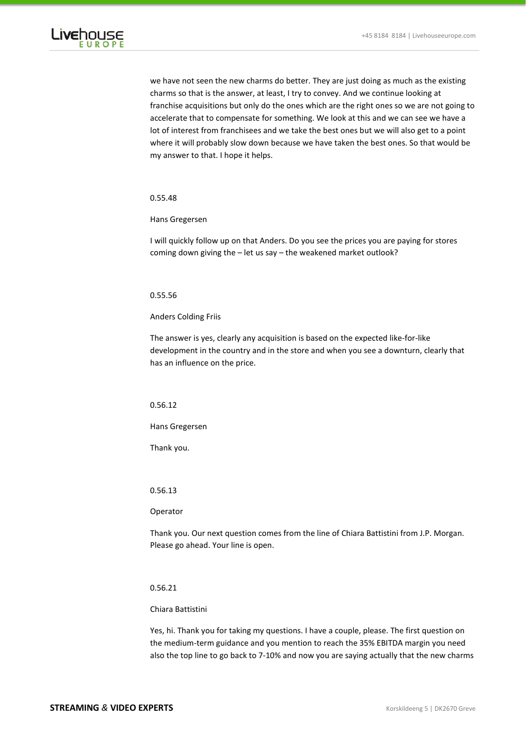we have not seen the new charms do better. They are just doing as much as the existing charms so that is the answer, at least, I try to convey. And we continue looking at franchise acquisitions but only do the ones which are the right ones so we are not going to accelerate that to compensate for something. We look at this and we can see we have a lot of interest from franchisees and we take the best ones but we will also get to a point where it will probably slow down because we have taken the best ones. So that would be my answer to that. I hope it helps.

0.55.48

Hans Gregersen

I will quickly follow up on that Anders. Do you see the prices you are paying for stores coming down giving the – let us say – the weakened market outlook?

0.55.56

Anders Colding Friis

The answer is yes, clearly any acquisition is based on the expected like-for-like development in the country and in the store and when you see a downturn, clearly that has an influence on the price.

0.56.12

Hans Gregersen

Thank you.

0.56.13

Operator

Thank you. Our next question comes from the line of Chiara Battistini from J.P. Morgan. Please go ahead. Your line is open.

0.56.21

Chiara Battistini

Yes, hi. Thank you for taking my questions. I have a couple, please. The first question on the medium-term guidance and you mention to reach the 35% EBITDA margin you need also the top line to go back to 7-10% and now you are saying actually that the new charms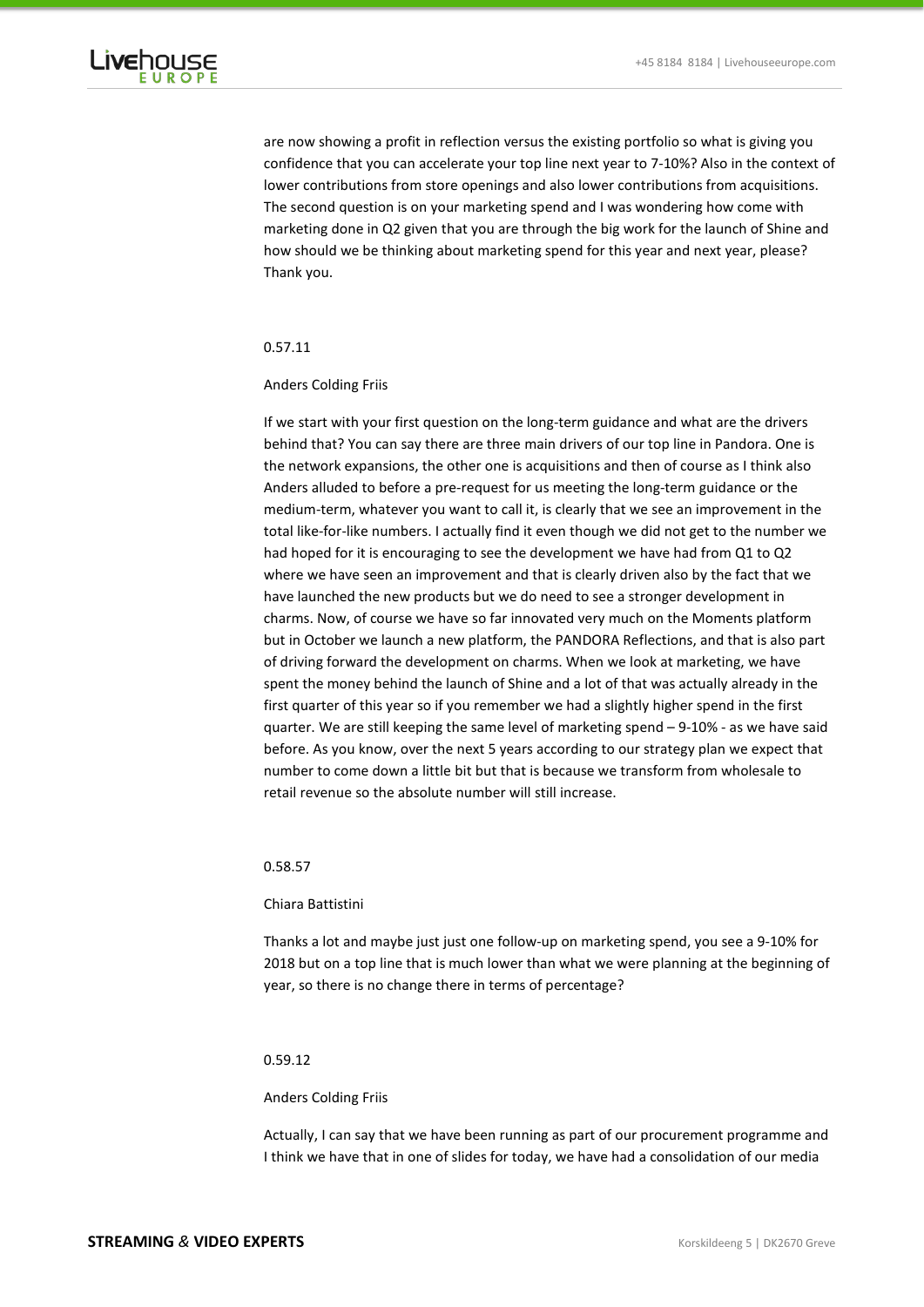are now showing a profit in reflection versus the existing portfolio so what is giving you confidence that you can accelerate your top line next year to 7-10%? Also in the context of lower contributions from store openings and also lower contributions from acquisitions. The second question is on your marketing spend and I was wondering how come with marketing done in Q2 given that you are through the big work for the launch of Shine and how should we be thinking about marketing spend for this year and next year, please? Thank you.

0.57.11

Anders Colding Friis

If we start with your first question on the long-term guidance and what are the drivers behind that? You can say there are three main drivers of our top line in Pandora. One is the network expansions, the other one is acquisitions and then of course as I think also Anders alluded to before a pre-request for us meeting the long-term guidance or the medium-term, whatever you want to call it, is clearly that we see an improvement in the total like-for-like numbers. I actually find it even though we did not get to the number we had hoped for it is encouraging to see the development we have had from Q1 to Q2 where we have seen an improvement and that is clearly driven also by the fact that we have launched the new products but we do need to see a stronger development in charms. Now, of course we have so far innovated very much on the Moments platform but in October we launch a new platform, the PANDORA Reflections, and that is also part of driving forward the development on charms. When we look at marketing, we have spent the money behind the launch of Shine and a lot of that was actually already in the first quarter of this year so if you remember we had a slightly higher spend in the first quarter. We are still keeping the same level of marketing spend – 9-10% - as we have said before. As you know, over the next 5 years according to our strategy plan we expect that number to come down a little bit but that is because we transform from wholesale to retail revenue so the absolute number will still increase.

0.58.57

Chiara Battistini

Thanks a lot and maybe just just one follow-up on marketing spend, you see a 9-10% for 2018 but on a top line that is much lower than what we were planning at the beginning of year, so there is no change there in terms of percentage?

0.59.12

Anders Colding Friis

Actually, I can say that we have been running as part of our procurement programme and I think we have that in one of slides for today, we have had a consolidation of our media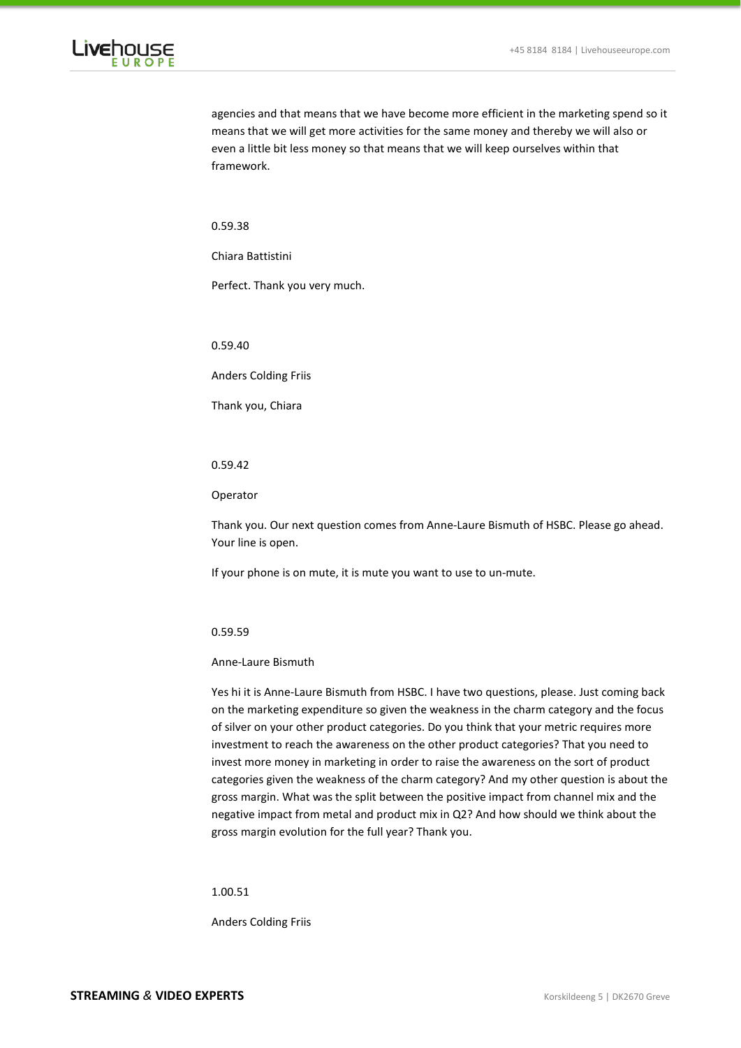agencies and that means that we have become more efficient in the marketing spend so it means that we will get more activities for the same money and thereby we will also or even a little bit less money so that means that we will keep ourselves within that framework.

0.59.38

Chiara Battistini

Perfect. Thank you very much.

0.59.40

Anders Colding Friis

Thank you, Chiara

0.59.42

Operator

Thank you. Our next question comes from Anne-Laure Bismuth of HSBC. Please go ahead. Your line is open.

If your phone is on mute, it is mute you want to use to un-mute.

0.59.59

Anne-Laure Bismuth

Yes hi it is Anne-Laure Bismuth from HSBC. I have two questions, please. Just coming back on the marketing expenditure so given the weakness in the charm category and the focus of silver on your other product categories. Do you think that your metric requires more investment to reach the awareness on the other product categories? That you need to invest more money in marketing in order to raise the awareness on the sort of product categories given the weakness of the charm category? And my other question is about the gross margin. What was the split between the positive impact from channel mix and the negative impact from metal and product mix in Q2? And how should we think about the gross margin evolution for the full year? Thank you.

1.00.51

Anders Colding Friis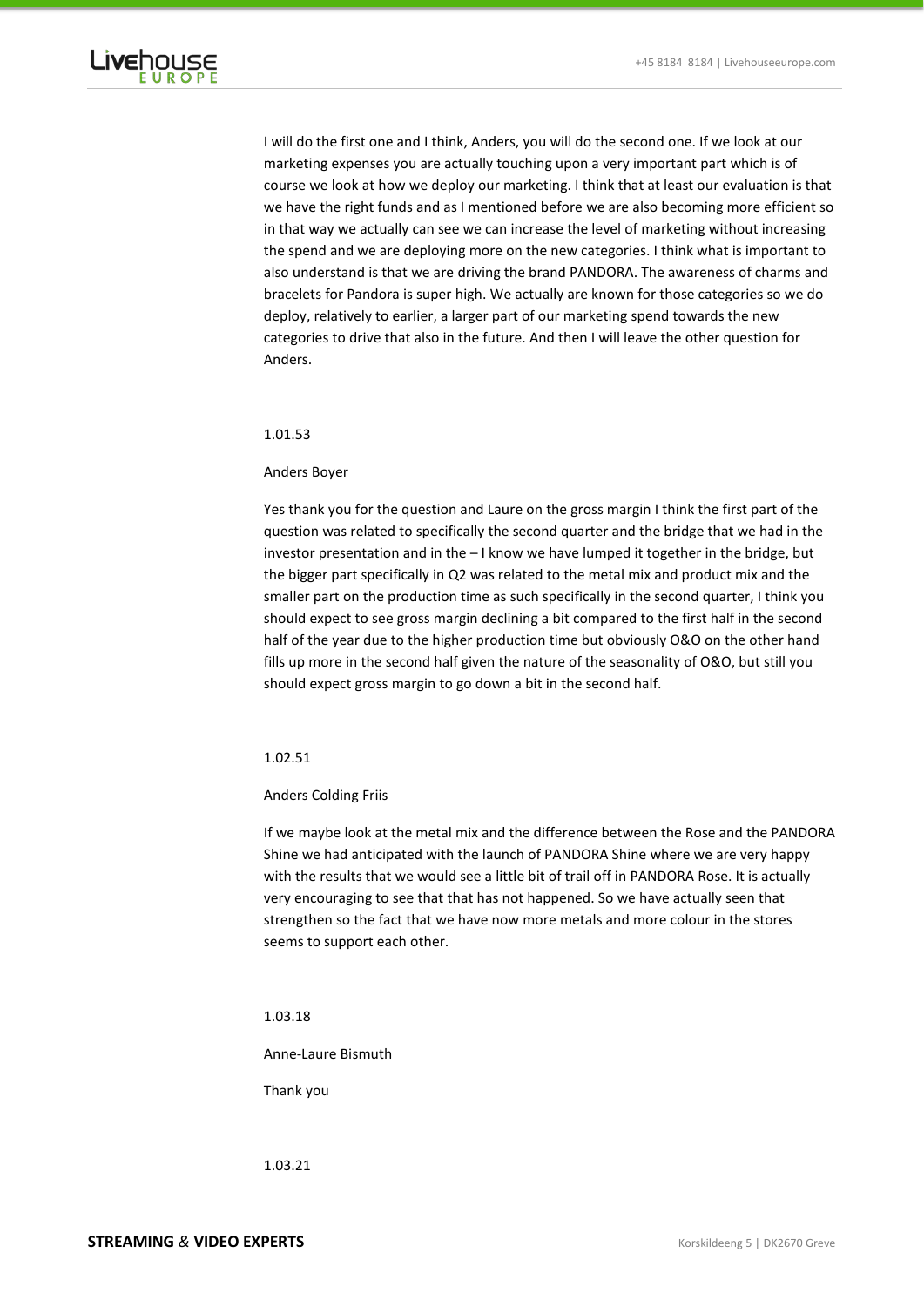I will do the first one and I think, Anders, you will do the second one. If we look at our marketing expenses you are actually touching upon a very important part which is of course we look at how we deploy our marketing. I think that at least our evaluation is that we have the right funds and as I mentioned before we are also becoming more efficient so in that way we actually can see we can increase the level of marketing without increasing the spend and we are deploying more on the new categories. I think what is important to also understand is that we are driving the brand PANDORA. The awareness of charms and bracelets for Pandora is super high. We actually are known for those categories so we do deploy, relatively to earlier, a larger part of our marketing spend towards the new categories to drive that also in the future. And then I will leave the other question for Anders.

1.01.53

Anders Boyer

Yes thank you for the question and Laure on the gross margin I think the first part of the question was related to specifically the second quarter and the bridge that we had in the investor presentation and in the – I know we have lumped it together in the bridge, but the bigger part specifically in Q2 was related to the metal mix and product mix and the smaller part on the production time as such specifically in the second quarter, I think you should expect to see gross margin declining a bit compared to the first half in the second half of the year due to the higher production time but obviously O&O on the other hand fills up more in the second half given the nature of the seasonality of O&O, but still you should expect gross margin to go down a bit in the second half.

1.02.51

Anders Colding Friis

If we maybe look at the metal mix and the difference between the Rose and the PANDORA Shine we had anticipated with the launch of PANDORA Shine where we are very happy with the results that we would see a little bit of trail off in PANDORA Rose. It is actually very encouraging to see that that has not happened. So we have actually seen that strengthen so the fact that we have now more metals and more colour in the stores seems to support each other.

1.03.18

Anne-Laure Bismuth

Thank you

1.03.21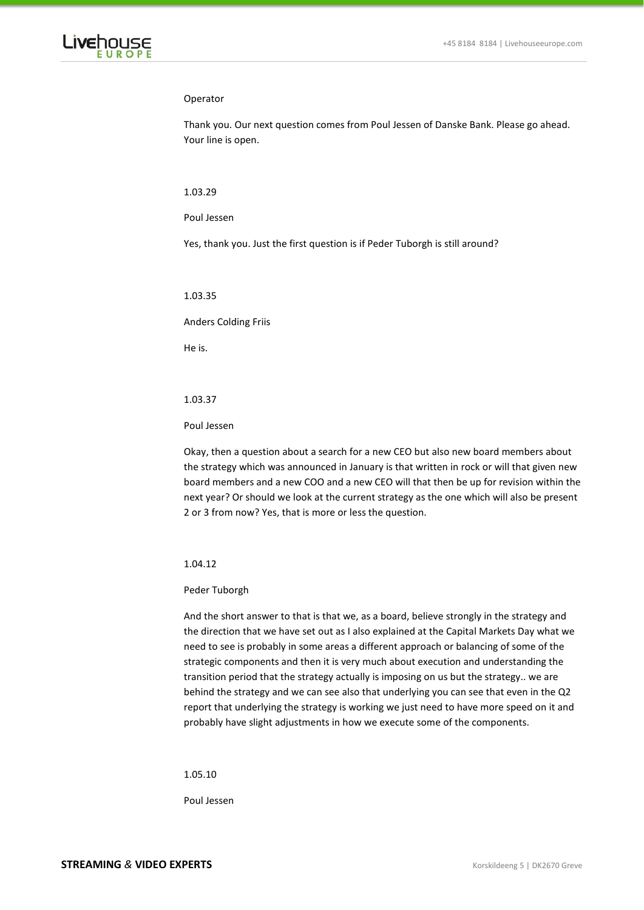Operator

Thank you. Our next question comes from Poul Jessen of Danske Bank. Please go ahead. Your line is open.

1.03.29

Poul Jessen

Yes, thank you. Just the first question is if Peder Tuborgh is still around?

1.03.35

Anders Colding Friis

He is.

1.03.37

Poul Jessen

Okay, then a question about a search for a new CEO but also new board members about the strategy which was announced in January is that written in rock or will that given new board members and a new COO and a new CEO will that then be up for revision within the next year? Or should we look at the current strategy as the one which will also be present 2 or 3 from now? Yes, that is more or less the question.

1.04.12

Peder Tuborgh

And the short answer to that is that we, as a board, believe strongly in the strategy and the direction that we have set out as I also explained at the Capital Markets Day what we need to see is probably in some areas a different approach or balancing of some of the strategic components and then it is very much about execution and understanding the transition period that the strategy actually is imposing on us but the strategy.. we are behind the strategy and we can see also that underlying you can see that even in the Q2 report that underlying the strategy is working we just need to have more speed on it and probably have slight adjustments in how we execute some of the components.

1.05.10

Poul Jessen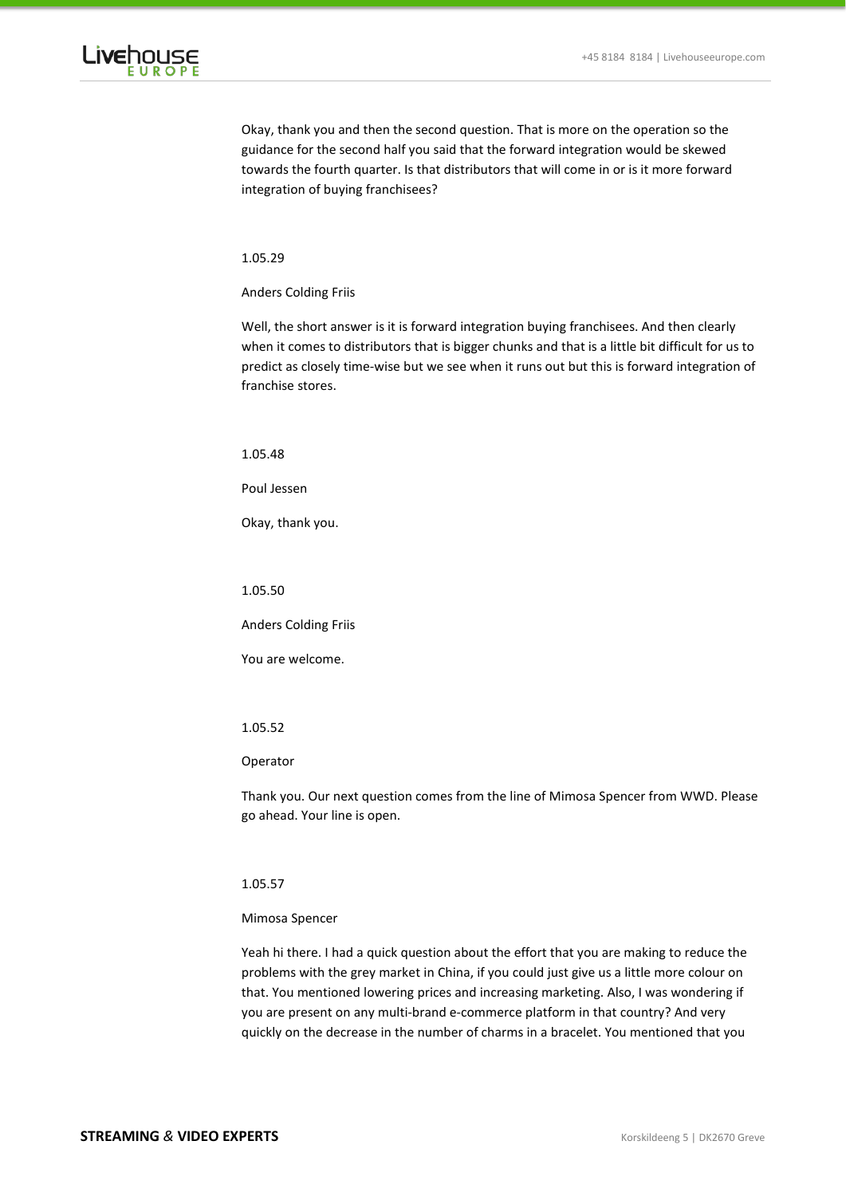Okay, thank you and then the second question. That is more on the operation so the guidance for the second half you said that the forward integration would be skewed towards the fourth quarter. Is that distributors that will come in or is it more forward integration of buying franchisees?

1.05.29

Anders Colding Friis

Well, the short answer is it is forward integration buying franchisees. And then clearly when it comes to distributors that is bigger chunks and that is a little bit difficult for us to predict as closely time-wise but we see when it runs out but this is forward integration of franchise stores.

1.05.48

Poul Jessen

Okay, thank you.

1.05.50

Anders Colding Friis

You are welcome.

1.05.52

Operator

Thank you. Our next question comes from the line of Mimosa Spencer from WWD. Please go ahead. Your line is open.

1.05.57

Mimosa Spencer

Yeah hi there. I had a quick question about the effort that you are making to reduce the problems with the grey market in China, if you could just give us a little more colour on that. You mentioned lowering prices and increasing marketing. Also, I was wondering if you are present on any multi-brand e-commerce platform in that country? And very quickly on the decrease in the number of charms in a bracelet. You mentioned that you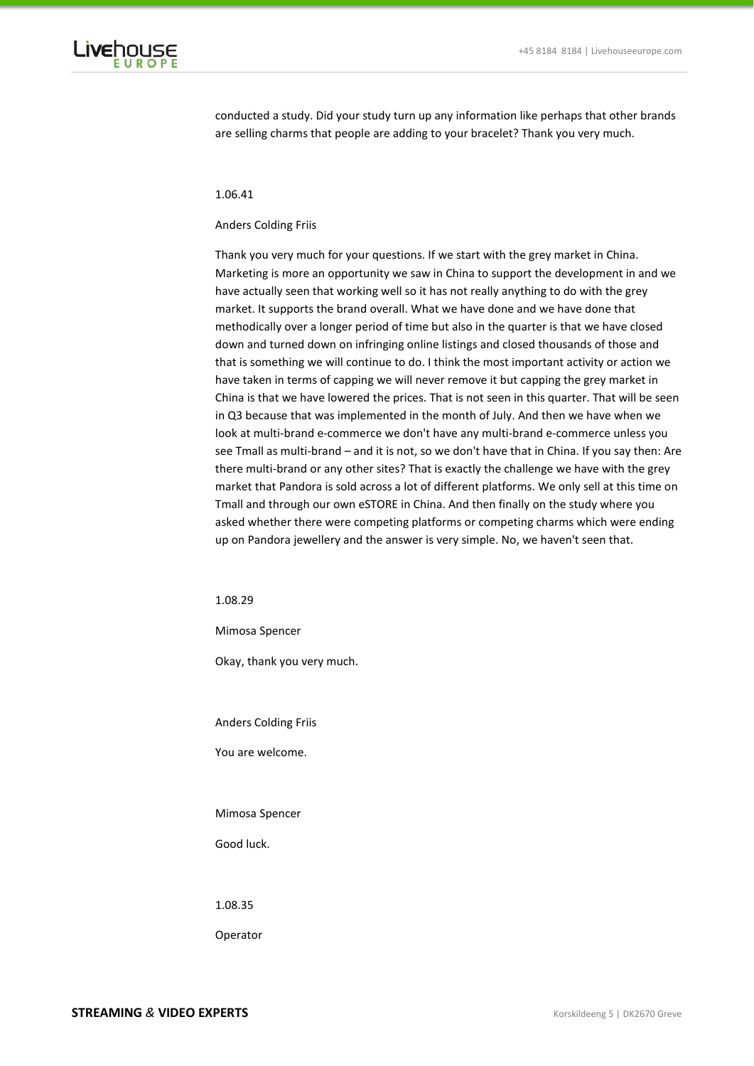conducted a study. Did your study turn up any information like perhaps that other brands are selling charms that people are adding to your bracelet? Thank you very much.

1.06.41

Anders Colding Friis

Thank you very much for your questions. If we start with the grey market in China. Marketing is more an opportunity we saw in China to support the development in and we have actually seen that working well so it has not really anything to do with the grey market. It supports the brand overall. What we have done and we have done that methodically over a longer period of time but also in the quarter is that we have closed down and turned down on infringing online listings and closed thousands of those and that is something we will continue to do. I think the most important activity or action we have taken in terms of capping we will never remove it but capping the grey market in China is that we have lowered the prices. That is not seen in this quarter. That will be seen in Q3 because that was implemented in the month of July. And then we have when we look at multi-brand e-commerce we don't have any multi-brand e-commerce unless you see Tmall as multi-brand – and it is not, so we don't have that in China. If you say then: Are there multi-brand or any other sites? That is exactly the challenge we have with the grey market that Pandora is sold across a lot of different platforms. We only sell at this time on Tmall and through our own eSTORE in China. And then finally on the study where you asked whether there were competing platforms or competing charms which were ending up on Pandora jewellery and the answer is very simple. No, we haven't seen that.

1.08.29

Mimosa Spencer

Okay, thank you very much.

Anders Colding Friis

You are welcome.

Mimosa Spencer

Good luck.

1.08.35

Operator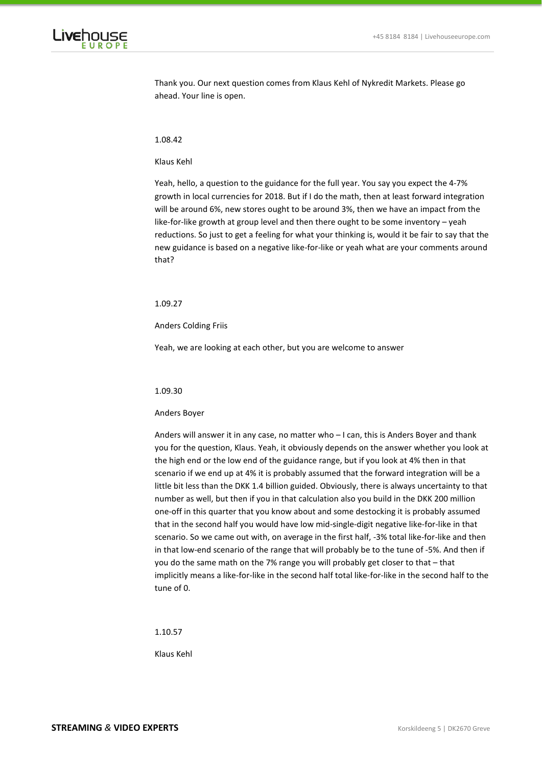Thank you. Our next question comes from Klaus Kehl of Nykredit Markets. Please go ahead. Your line is open.

1.08.42

Klaus Kehl

Yeah, hello, a question to the guidance for the full year. You say you expect the 4-7% growth in local currencies for 2018. But if I do the math, then at least forward integration will be around 6%, new stores ought to be around 3%, then we have an impact from the like-for-like growth at group level and then there ought to be some inventory – yeah reductions. So just to get a feeling for what your thinking is, would it be fair to say that the new guidance is based on a negative like-for-like or yeah what are your comments around that?

1.09.27

Anders Colding Friis

Yeah, we are looking at each other, but you are welcome to answer

1.09.30

Anders Boyer

Anders will answer it in any case, no matter who – I can, this is Anders Boyer and thank you for the question, Klaus. Yeah, it obviously depends on the answer whether you look at the high end or the low end of the guidance range, but if you look at 4% then in that scenario if we end up at 4% it is probably assumed that the forward integration will be a little bit less than the DKK 1.4 billion guided. Obviously, there is always uncertainty to that number as well, but then if you in that calculation also you build in the DKK 200 million one-off in this quarter that you know about and some destocking it is probably assumed that in the second half you would have low mid-single-digit negative like-for-like in that scenario. So we came out with, on average in the first half, -3% total like-for-like and then in that low-end scenario of the range that will probably be to the tune of -5%. And then if you do the same math on the 7% range you will probably get closer to that – that implicitly means a like-for-like in the second half total like-for-like in the second half to the tune of 0.

1.10.57

Klaus Kehl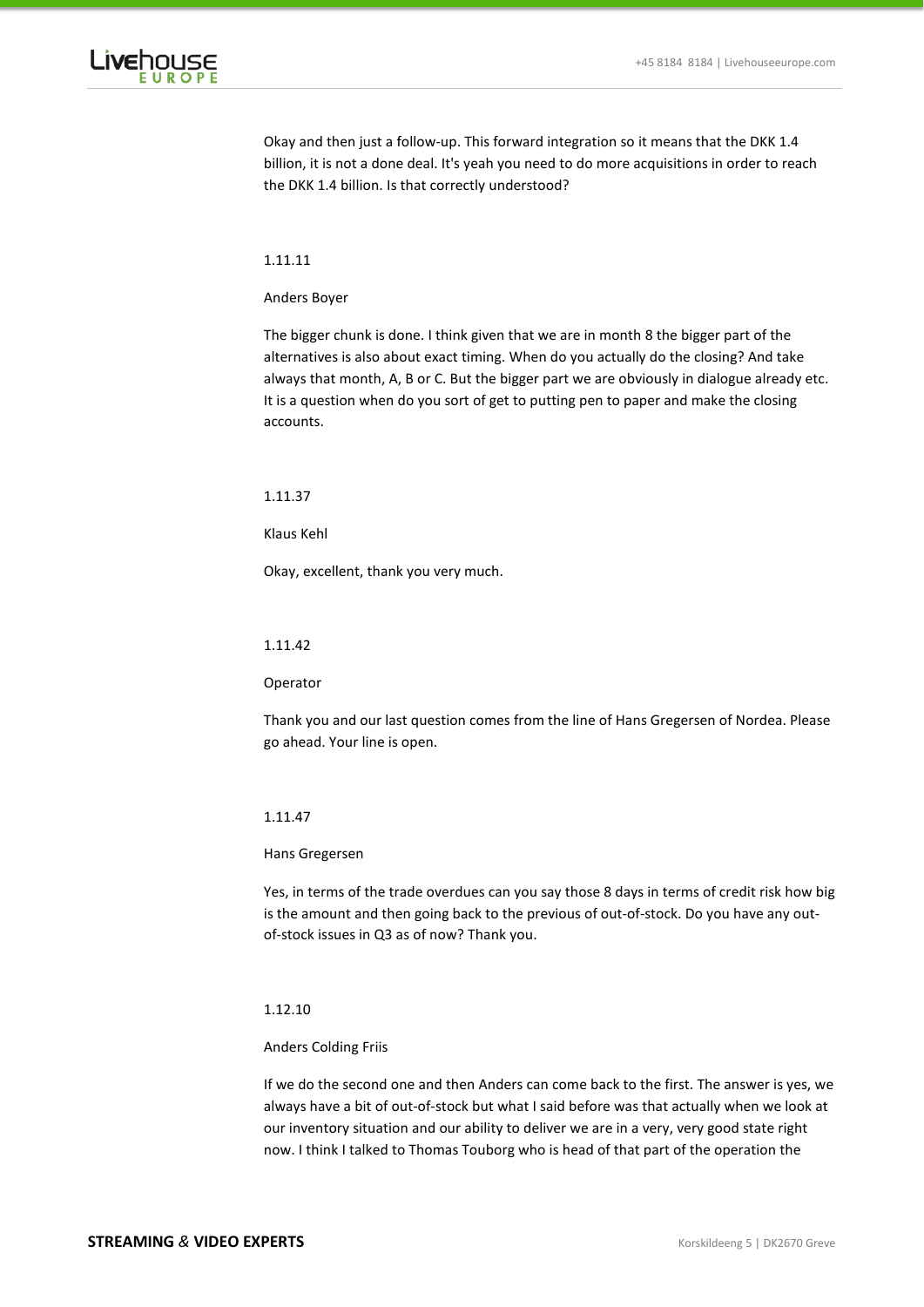Okay and then just a follow-up. This forward integration so it means that the DKK 1.4 billion, it is not a done deal. It's yeah you need to do more acquisitions in order to reach the DKK 1.4 billion. Is that correctly understood?

1.11.11

Anders Boyer

The bigger chunk is done. I think given that we are in month 8 the bigger part of the alternatives is also about exact timing. When do you actually do the closing? And take always that month, A, B or C. But the bigger part we are obviously in dialogue already etc. It is a question when do you sort of get to putting pen to paper and make the closing accounts.

1.11.37

Klaus Kehl

Okay, excellent, thank you very much.

1.11.42

Operator

Thank you and our last question comes from the line of Hans Gregersen of Nordea. Please go ahead. Your line is open.

1.11.47

Hans Gregersen

Yes, in terms of the trade overdues can you say those 8 days in terms of credit risk how big is the amount and then going back to the previous of out-of-stock. Do you have any out-of-stock issues in Q3 as of now? Thank you.

1.12.10

Anders Colding Friis

If we do the second one and then Anders can come back to the first. The answer is yes, we always have a bit of out-of-stock but what I said before was that actually when we look at our inventory situation and our ability to deliver we are in a very, very good state right now. I think I talked to Thomas Touborg who is head of that part of the operation the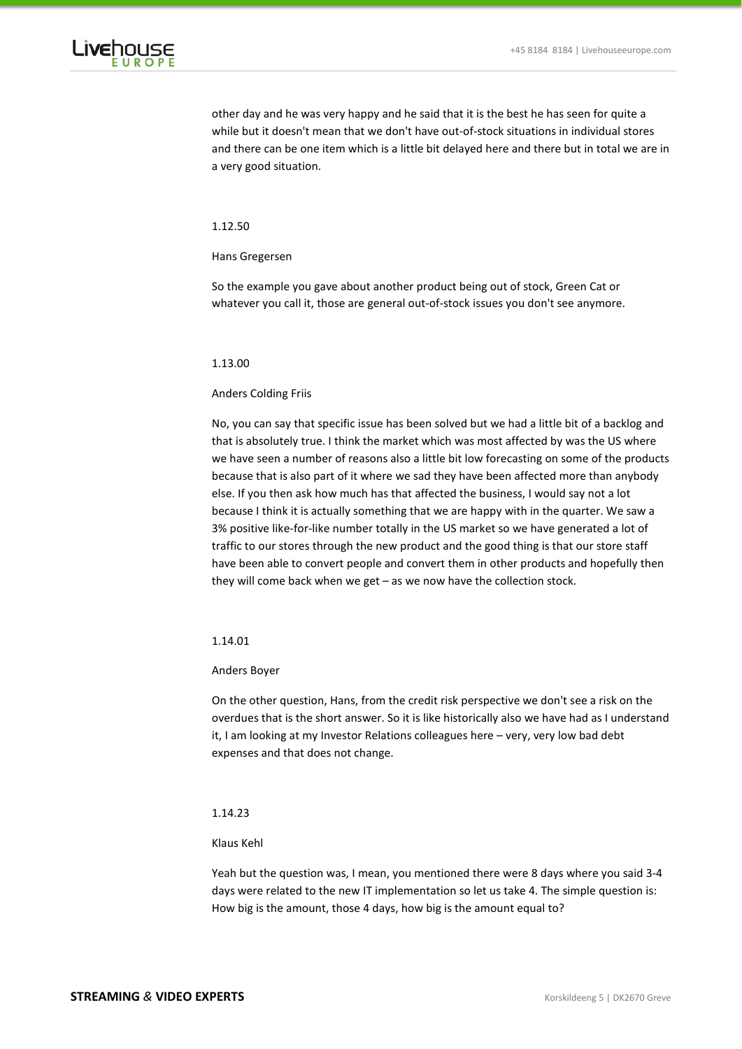other day and he was very happy and he said that it is the best he has seen for quite a while but it doesn't mean that we don't have out-of-stock situations in individual stores and there can be one item which is a little bit delayed here and there but in total we are in a very good situation.

1.12.50

Hans Gregersen

So the example you gave about another product being out of stock, Green Cat or whatever you call it, those are general out-of-stock issues you don't see anymore.

1.13.00

Anders Colding Friis

No, you can say that specific issue has been solved but we had a little bit of a backlog and that is absolutely true. I think the market which was most affected by was the US where we have seen a number of reasons also a little bit low forecasting on some of the products because that is also part of it where we sad they have been affected more than anybody else. If you then ask how much has that affected the business, I would say not a lot because I think it is actually something that we are happy with in the quarter. We saw a 3% positive like-for-like number totally in the US market so we have generated a lot of traffic to our stores through the new product and the good thing is that our store staff have been able to convert people and convert them in other products and hopefully then they will come back when we get – as we now have the collection stock.

1.14.01

Anders Boyer

On the other question, Hans, from the credit risk perspective we don't see a risk on the overdues that is the short answer. So it is like historically also we have had as I understand it, I am looking at my Investor Relations colleagues here – very, very low bad debt expenses and that does not change.

1.14.23

Klaus Kehl

Yeah but the question was, I mean, you mentioned there were 8 days where you said 3-4 days were related to the new IT implementation so let us take 4. The simple question is: How big is the amount, those 4 days, how big is the amount equal to?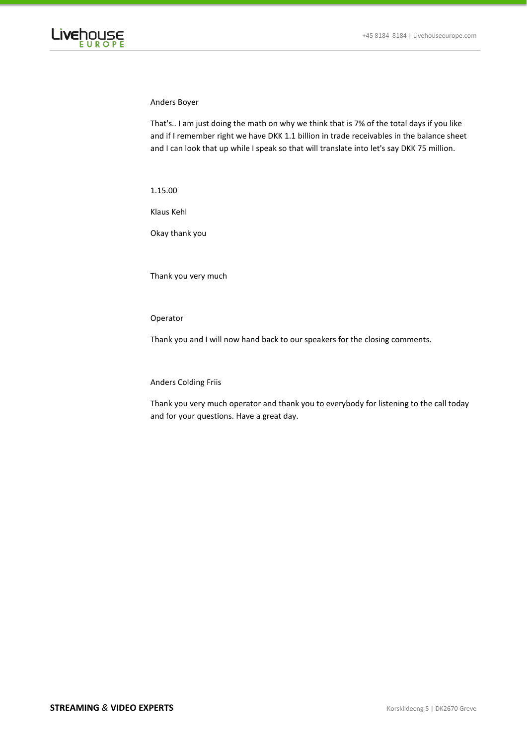Anders Boyer

That's.. I am just doing the math on why we think that is 7% of the total days if you like and if I remember right we have DKK 1.1 billion in trade receivables in the balance sheet and I can look that up while I speak so that will translate into let's say DKK 75 million.

1.15.00

Klaus Kehl

Okay thank you

Thank you very much

Operator

Thank you and I will now hand back to our speakers for the closing comments.

Anders Colding Friis

Thank you very much operator and thank you to everybody for listening to the call today and for your questions. Have a great day.